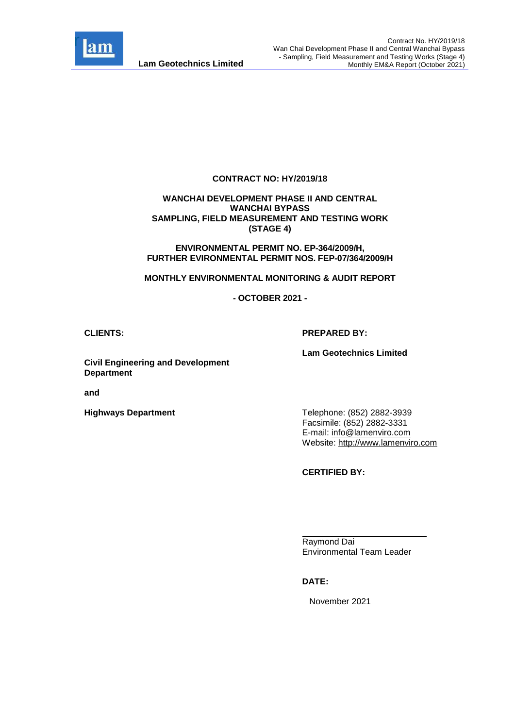**CONTRACT NO: HY/2019/18**

**WANCHAI DEVELOPMENT PHASE II AND CENTRAL WANCHAI BYPASS SAMPLING, FIELD MEASUREMENT AND TESTING WORK (STAGE 4)**

**ENVIRONMENTAL PERMIT NO. EP-364/2009/H, FURTHER EVIRONMENTAL PERMIT NOS. FEP-07/364/2009/H**

**MONTHLY ENVIRONMENTAL MONITORING & AUDIT REPORT**

**- OCTOBER 2021 -**

**CLIENTS:**

**Civil Engineering and Development Department**

**and**

**Highways Department**

**PREPARED BY:**

**Lam Geotechnics Limited**

Telephone: (852) 2882-3939
Facsimile: (852) 2882-3331
E-mail: info@lamenviro.com
Website: http://www.lamenviro.com

**CERTIFIED BY:**

Raymond Dai
Environmental Team Leader

**DATE:**

November 2021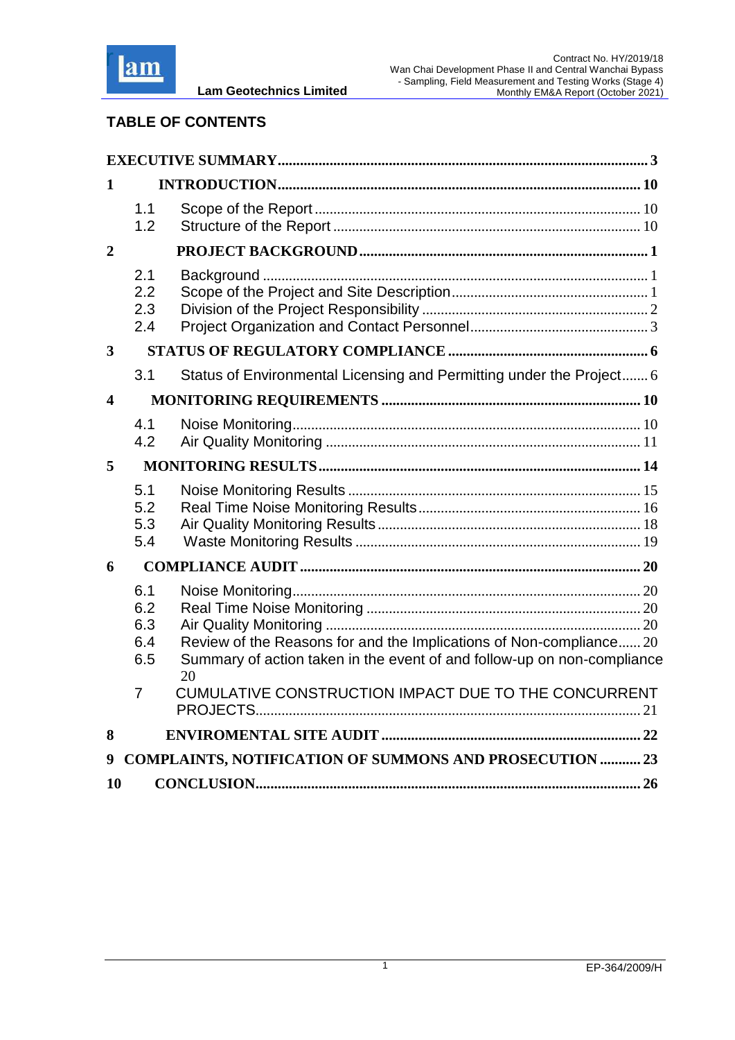## TABLE OF CONTENTS

| | | |
|---|---|---|
| **EXECUTIVE SUMMARY** | | **3** |
| **1** | **INTRODUCTION** | **10** |
| 1.1 | Scope of the Report | 10 |
| 1.2 | Structure of the Report | 10 |
| **2** | **PROJECT BACKGROUND** | **1** |
| 2.1 | Background | 1 |
| 2.2 | Scope of the Project and Site Description | 1 |
| 2.3 | Division of the Project Responsibility | 2 |
| 2.4 | Project Organization and Contact Personnel | 3 |
| **3** | **STATUS OF REGULATORY COMPLIANCE** | **6** |
| 3.1 | Status of Environmental Licensing and Permitting under the Project | 6 |
| **4** | **MONITORING REQUIREMENTS** | **10** |
| 4.1 | Noise Monitoring | 10 |
| 4.2 | Air Quality Monitoring | 11 |
| **5** | **MONITORING RESULTS** | **14** |
| 5.1 | Noise Monitoring Results | 15 |
| 5.2 | Real Time Noise Monitoring Results | 16 |
| 5.3 | Air Quality Monitoring Results | 18 |
| 5.4 | Waste Monitoring Results | 19 |
| **6** | **COMPLIANCE AUDIT** | **20** |
| 6.1 | Noise Monitoring | 20 |
| 6.2 | Real Time Noise Monitoring | 20 |
| 6.3 | Air Quality Monitoring | 20 |
| 6.4 | Review of the Reasons for and the Implications of Non-compliance | 20 |
| 6.5 | Summary of action taken in the event of and follow-up on non-compliance | 20 |
| 7 | CUMULATIVE CONSTRUCTION IMPACT DUE TO THE CONCURRENT PROJECTS | 21 |
| **8** | **ENVIROMENTAL SITE AUDIT** | **22** |
| **9** | **COMPLAINTS, NOTIFICATION OF SUMMONS AND PROSECUTION** | **23** |
| **10** | **CONCLUSION** | **26** |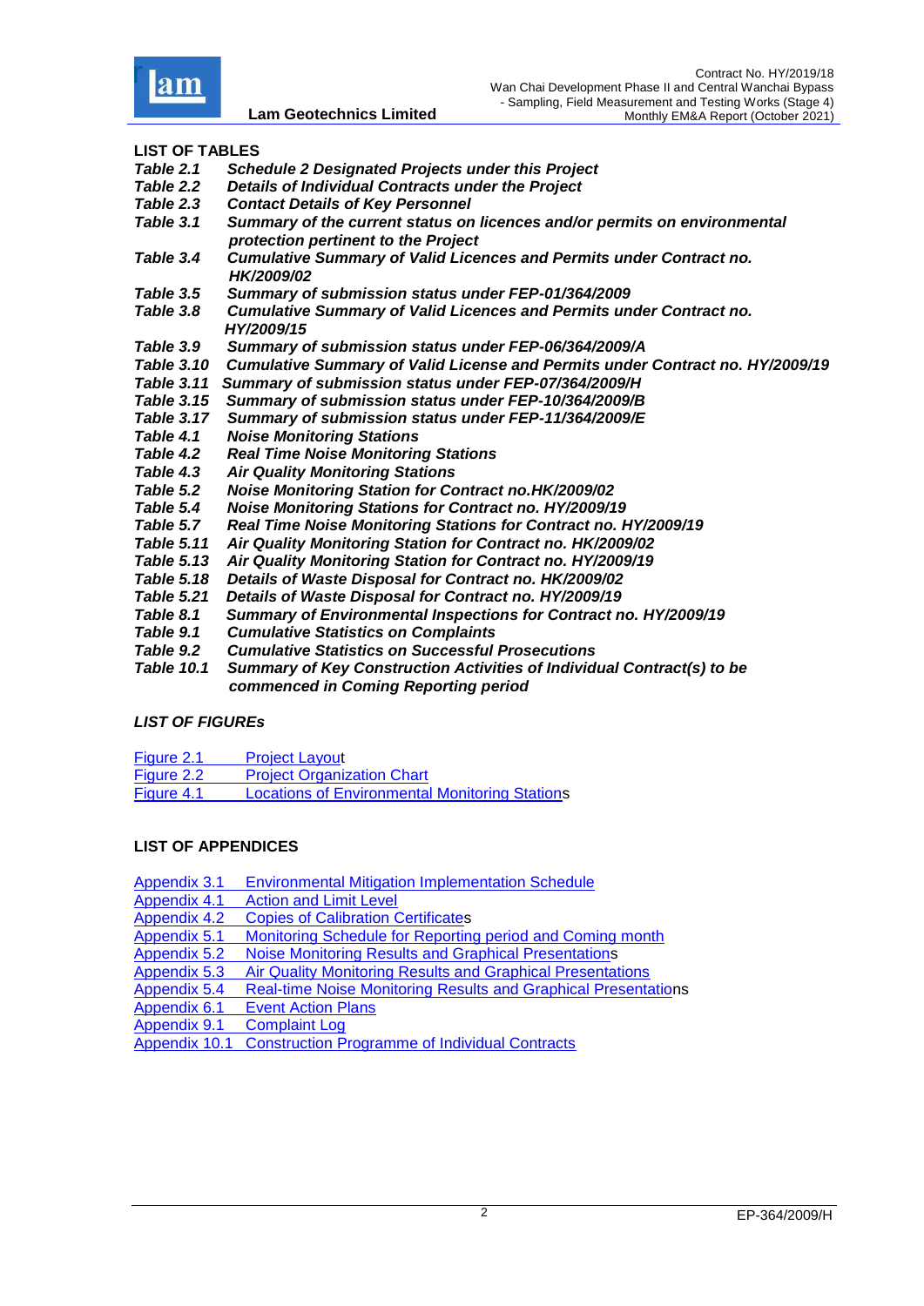**LIST OF TABLES**

| | |
|---|---|
| *Table 2.1* | ***Schedule 2 Designated Projects under this Project*** |
| *Table 2.2* | ***Details of Individual Contracts under the Project*** |
| *Table 2.3* | ***Contact Details of Key Personnel*** |
| *Table 3.1* | ***Summary of the current status on licences and/or permits on environmental protection pertinent to the Project*** |
| *Table 3.4* | ***Cumulative Summary of Valid Licences and Permits under Contract no. HK/2009/02*** |
| *Table 3.5* | ***Summary of submission status under FEP-01/364/2009*** |
| *Table 3.8* | ***Cumulative Summary of Valid Licences and Permits under Contract no. HY/2009/15*** |
| *Table 3.9* | ***Summary of submission status under FEP-06/364/2009/A*** |
| *Table 3.10* | ***Cumulative Summary of Valid License and Permits under Contract no. HY/2009/19*** |
| *Table 3.11* | ***Summary of submission status under FEP-07/364/2009/H*** |
| *Table 3.15* | ***Summary of submission status under FEP-10/364/2009/B*** |
| *Table 3.17* | ***Summary of submission status under FEP-11/364/2009/E*** |
| *Table 4.1* | ***Noise Monitoring Stations*** |
| *Table 4.2* | ***Real Time Noise Monitoring Stations*** |
| *Table 4.3* | ***Air Quality Monitoring Stations*** |
| *Table 5.2* | ***Noise Monitoring Station for Contract no.HK/2009/02*** |
| *Table 5.4* | ***Noise Monitoring Stations for Contract no. HY/2009/19*** |
| *Table 5.7* | ***Real Time Noise Monitoring Stations for Contract no. HY/2009/19*** |
| *Table 5.11* | ***Air Quality Monitoring Station for Contract no. HK/2009/02*** |
| *Table 5.13* | ***Air Quality Monitoring Station for Contract no. HY/2009/19*** |
| *Table 5.18* | ***Details of Waste Disposal for Contract no. HK/2009/02*** |
| *Table 5.21* | ***Details of Waste Disposal for Contract no. HY/2009/19*** |
| *Table 8.1* | ***Summary of Environmental Inspections for Contract no. HY/2009/19*** |
| *Table 9.1* | ***Cumulative Statistics on Complaints*** |
| *Table 9.2* | ***Cumulative Statistics on Successful Prosecutions*** |
| *Table 10.1* | ***Summary of Key Construction Activities of Individual Contract(s) to be commenced in Coming Reporting period*** |

***LIST OF FIGUREs***

| | |
|---|---|
| Figure 2.1 | Project Layout |
| Figure 2.2 | Project Organization Chart |
| Figure 4.1 | Locations of Environmental Monitoring Stations |

**LIST OF APPENDICES**

| | |
|---|---|
| Appendix 3.1 | Environmental Mitigation Implementation Schedule |
| Appendix 4.1 | Action and Limit Level |
| Appendix 4.2 | Copies of Calibration Certificates |
| Appendix 5.1 | Monitoring Schedule for Reporting period and Coming month |
| Appendix 5.2 | Noise Monitoring Results and Graphical Presentations |
| Appendix 5.3 | Air Quality Monitoring Results and Graphical Presentations |
| Appendix 5.4 | Real-time Noise Monitoring Results and Graphical Presentations |
| Appendix 6.1 | Event Action Plans |
| Appendix 9.1 | Complaint Log |
| Appendix 10.1 | Construction Programme of Individual Contracts |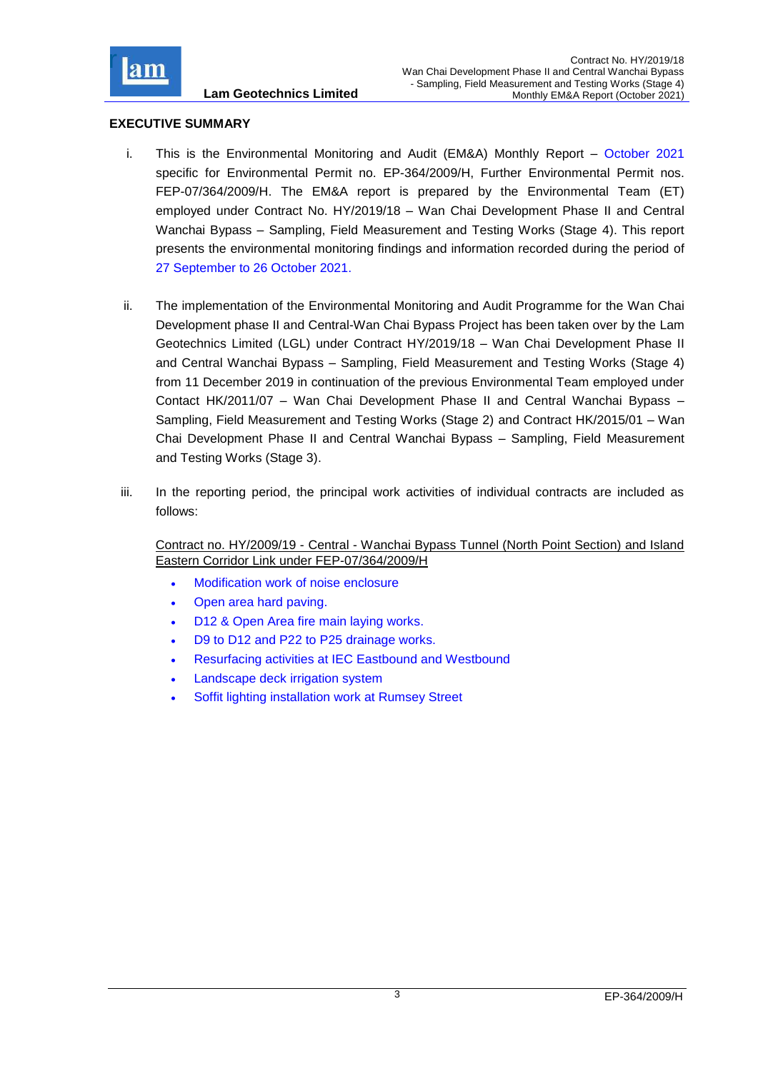## EXECUTIVE SUMMARY

i. This is the Environmental Monitoring and Audit (EM&A) Monthly Report – October 2021 specific for Environmental Permit no. EP-364/2009/H, Further Environmental Permit nos. FEP-07/364/2009/H. The EM&A report is prepared by the Environmental Team (ET) employed under Contract No. HY/2019/18 – Wan Chai Development Phase II and Central Wanchai Bypass – Sampling, Field Measurement and Testing Works (Stage 4). This report presents the environmental monitoring findings and information recorded during the period of 27 September to 26 October 2021.

ii. The implementation of the Environmental Monitoring and Audit Programme for the Wan Chai Development phase II and Central-Wan Chai Bypass Project has been taken over by the Lam Geotechnics Limited (LGL) under Contract HY/2019/18 – Wan Chai Development Phase II and Central Wanchai Bypass – Sampling, Field Measurement and Testing Works (Stage 4) from 11 December 2019 in continuation of the previous Environmental Team employed under Contact HK/2011/07 – Wan Chai Development Phase II and Central Wanchai Bypass – Sampling, Field Measurement and Testing Works (Stage 2) and Contract HK/2015/01 – Wan Chai Development Phase II and Central Wanchai Bypass – Sampling, Field Measurement and Testing Works (Stage 3).

iii. In the reporting period, the principal work activities of individual contracts are included as follows:

Contract no. HY/2009/19 - Central - Wanchai Bypass Tunnel (North Point Section) and Island Eastern Corridor Link under FEP-07/364/2009/H

- Modification work of noise enclosure
- Open area hard paving.
- D12 & Open Area fire main laying works.
- D9 to D12 and P22 to P25 drainage works.
- Resurfacing activities at IEC Eastbound and Westbound
- Landscape deck irrigation system
- Soffit lighting installation work at Rumsey Street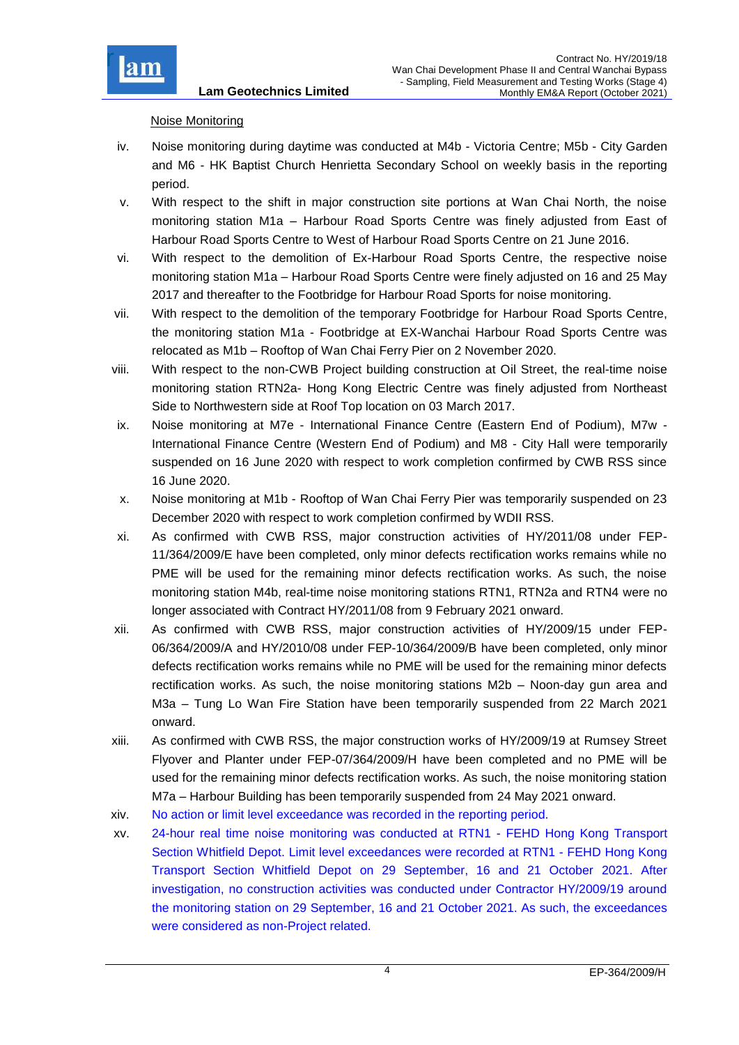Noise Monitoring

iv. Noise monitoring during daytime was conducted at M4b - Victoria Centre; M5b - City Garden and M6 - HK Baptist Church Henrietta Secondary School on weekly basis in the reporting period.

v. With respect to the shift in major construction site portions at Wan Chai North, the noise monitoring station M1a – Harbour Road Sports Centre was finely adjusted from East of Harbour Road Sports Centre to West of Harbour Road Sports Centre on 21 June 2016.

vi. With respect to the demolition of Ex-Harbour Road Sports Centre, the respective noise monitoring station M1a – Harbour Road Sports Centre were finely adjusted on 16 and 25 May 2017 and thereafter to the Footbridge for Harbour Road Sports for noise monitoring.

vii. With respect to the demolition of the temporary Footbridge for Harbour Road Sports Centre, the monitoring station M1a - Footbridge at EX-Wanchai Harbour Road Sports Centre was relocated as M1b – Rooftop of Wan Chai Ferry Pier on 2 November 2020.

viii. With respect to the non-CWB Project building construction at Oil Street, the real-time noise monitoring station RTN2a- Hong Kong Electric Centre was finely adjusted from Northeast Side to Northwestern side at Roof Top location on 03 March 2017.

ix. Noise monitoring at M7e - International Finance Centre (Eastern End of Podium), M7w - International Finance Centre (Western End of Podium) and M8 - City Hall were temporarily suspended on 16 June 2020 with respect to work completion confirmed by CWB RSS since 16 June 2020.

x. Noise monitoring at M1b - Rooftop of Wan Chai Ferry Pier was temporarily suspended on 23 December 2020 with respect to work completion confirmed by WDII RSS.

xi. As confirmed with CWB RSS, major construction activities of HY/2011/08 under FEP-11/364/2009/E have been completed, only minor defects rectification works remains while no PME will be used for the remaining minor defects rectification works. As such, the noise monitoring station M4b, real-time noise monitoring stations RTN1, RTN2a and RTN4 were no longer associated with Contract HY/2011/08 from 9 February 2021 onward.

xii. As confirmed with CWB RSS, major construction activities of HY/2009/15 under FEP-06/364/2009/A and HY/2010/08 under FEP-10/364/2009/B have been completed, only minor defects rectification works remains while no PME will be used for the remaining minor defects rectification works. As such, the noise monitoring stations M2b – Noon-day gun area and M3a – Tung Lo Wan Fire Station have been temporarily suspended from 22 March 2021 onward.

xiii. As confirmed with CWB RSS, the major construction works of HY/2009/19 at Rumsey Street Flyover and Planter under FEP-07/364/2009/H have been completed and no PME will be used for the remaining minor defects rectification works. As such, the noise monitoring station M7a – Harbour Building has been temporarily suspended from 24 May 2021 onward.

xiv. No action or limit level exceedance was recorded in the reporting period.

xv. 24-hour real time noise monitoring was conducted at RTN1 - FEHD Hong Kong Transport Section Whitfield Depot. Limit level exceedances were recorded at RTN1 - FEHD Hong Kong Transport Section Whitfield Depot on 29 September, 16 and 21 October 2021. After investigation, no construction activities was conducted under Contractor HY/2009/19 around the monitoring station on 29 September, 16 and 21 October 2021. As such, the exceedances were considered as non-Project related.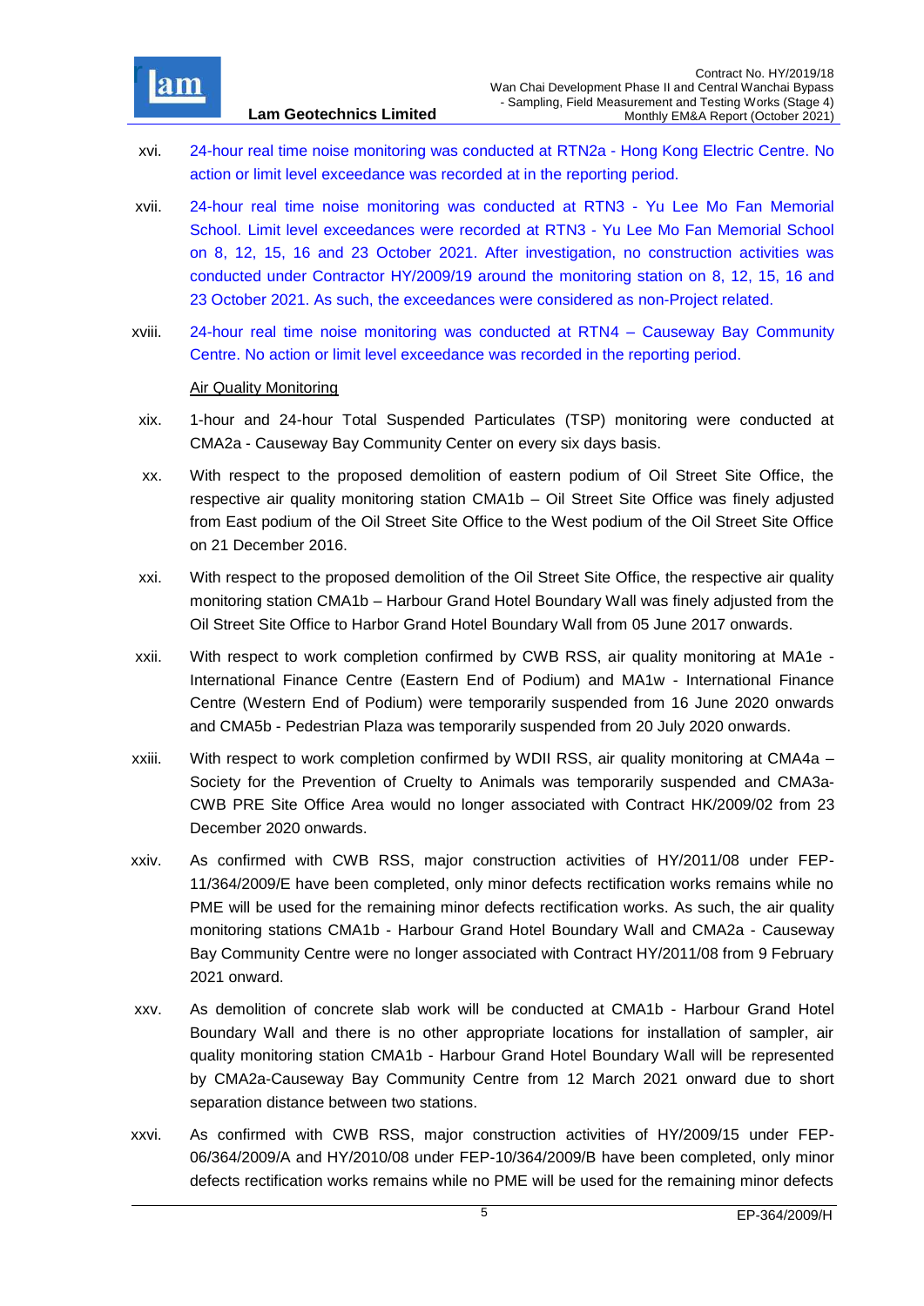xvi. 24-hour real time noise monitoring was conducted at RTN2a - Hong Kong Electric Centre. No action or limit level exceedance was recorded at in the reporting period.

xvii. 24-hour real time noise monitoring was conducted at RTN3 - Yu Lee Mo Fan Memorial School. Limit level exceedances were recorded at RTN3 - Yu Lee Mo Fan Memorial School on 8, 12, 15, 16 and 23 October 2021. After investigation, no construction activities was conducted under Contractor HY/2009/19 around the monitoring station on 8, 12, 15, 16 and 23 October 2021. As such, the exceedances were considered as non-Project related.

xviii. 24-hour real time noise monitoring was conducted at RTN4 – Causeway Bay Community Centre. No action or limit level exceedance was recorded in the reporting period.

<u>Air Quality Monitoring</u>

xix. 1-hour and 24-hour Total Suspended Particulates (TSP) monitoring were conducted at CMA2a - Causeway Bay Community Center on every six days basis.

xx. With respect to the proposed demolition of eastern podium of Oil Street Site Office, the respective air quality monitoring station CMA1b – Oil Street Site Office was finely adjusted from East podium of the Oil Street Site Office to the West podium of the Oil Street Site Office on 21 December 2016.

xxi. With respect to the proposed demolition of the Oil Street Site Office, the respective air quality monitoring station CMA1b – Harbour Grand Hotel Boundary Wall was finely adjusted from the Oil Street Site Office to Harbor Grand Hotel Boundary Wall from 05 June 2017 onwards.

xxii. With respect to work completion confirmed by CWB RSS, air quality monitoring at MA1e - International Finance Centre (Eastern End of Podium) and MA1w - International Finance Centre (Western End of Podium) were temporarily suspended from 16 June 2020 onwards and CMA5b - Pedestrian Plaza was temporarily suspended from 20 July 2020 onwards.

xxiii. With respect to work completion confirmed by WDII RSS, air quality monitoring at CMA4a – Society for the Prevention of Cruelty to Animals was temporarily suspended and CMA3a-CWB PRE Site Office Area would no longer associated with Contract HK/2009/02 from 23 December 2020 onwards.

xxiv. As confirmed with CWB RSS, major construction activities of HY/2011/08 under FEP-11/364/2009/E have been completed, only minor defects rectification works remains while no PME will be used for the remaining minor defects rectification works. As such, the air quality monitoring stations CMA1b - Harbour Grand Hotel Boundary Wall and CMA2a - Causeway Bay Community Centre were no longer associated with Contract HY/2011/08 from 9 February 2021 onward.

xxv. As demolition of concrete slab work will be conducted at CMA1b - Harbour Grand Hotel Boundary Wall and there is no other appropriate locations for installation of sampler, air quality monitoring station CMA1b - Harbour Grand Hotel Boundary Wall will be represented by CMA2a-Causeway Bay Community Centre from 12 March 2021 onward due to short separation distance between two stations.

xxvi. As confirmed with CWB RSS, major construction activities of HY/2009/15 under FEP-06/364/2009/A and HY/2010/08 under FEP-10/364/2009/B have been completed, only minor defects rectification works remains while no PME will be used for the remaining minor defects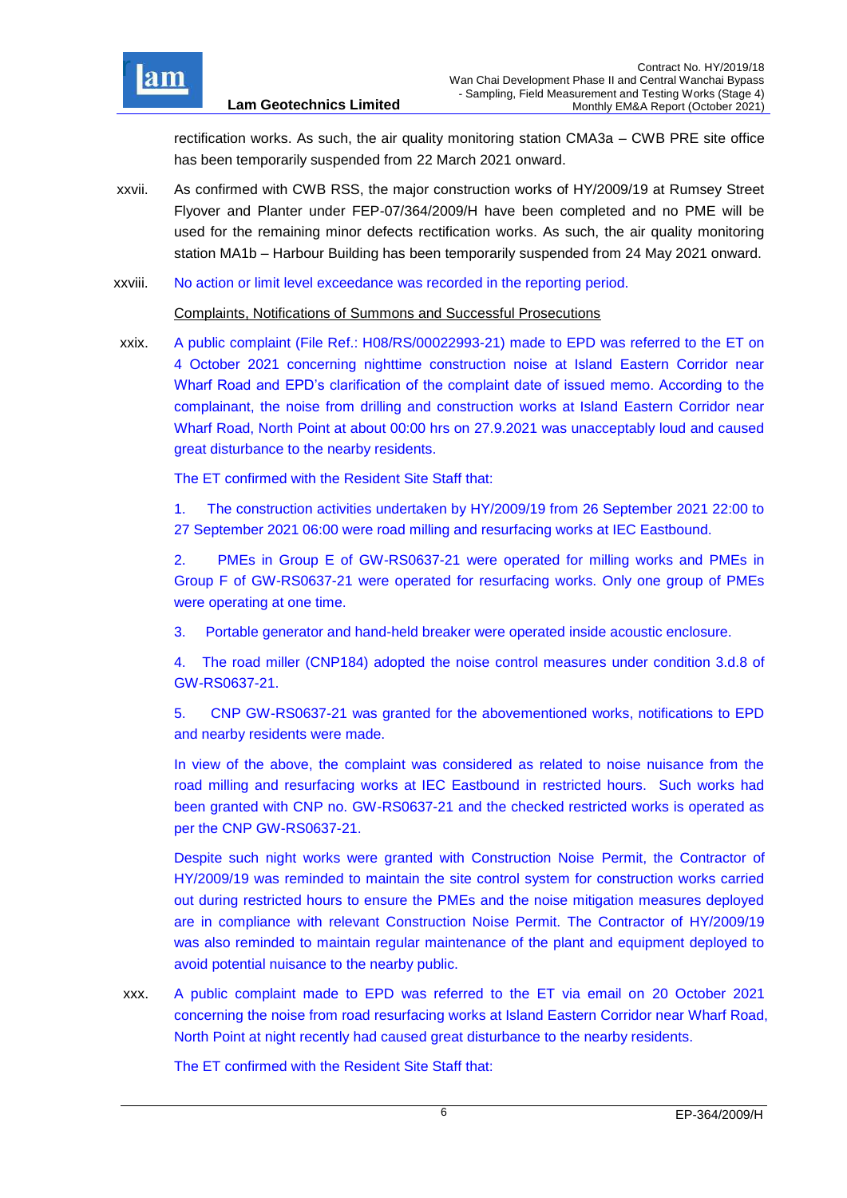rectification works. As such, the air quality monitoring station CMA3a – CWB PRE site office has been temporarily suspended from 22 March 2021 onward.

xxvii. As confirmed with CWB RSS, the major construction works of HY/2009/19 at Rumsey Street Flyover and Planter under FEP-07/364/2009/H have been completed and no PME will be used for the remaining minor defects rectification works. As such, the air quality monitoring station MA1b – Harbour Building has been temporarily suspended from 24 May 2021 onward.

xxviii. No action or limit level exceedance was recorded in the reporting period.

Complaints, Notifications of Summons and Successful Prosecutions

xxix. A public complaint (File Ref.: H08/RS/00022993-21) made to EPD was referred to the ET on 4 October 2021 concerning nighttime construction noise at Island Eastern Corridor near Wharf Road and EPD's clarification of the complaint date of issued memo. According to the complainant, the noise from drilling and construction works at Island Eastern Corridor near Wharf Road, North Point at about 00:00 hrs on 27.9.2021 was unacceptably loud and caused great disturbance to the nearby residents.

The ET confirmed with the Resident Site Staff that:

1. The construction activities undertaken by HY/2009/19 from 26 September 2021 22:00 to 27 September 2021 06:00 were road milling and resurfacing works at IEC Eastbound.

2. PMEs in Group E of GW-RS0637-21 were operated for milling works and PMEs in Group F of GW-RS0637-21 were operated for resurfacing works. Only one group of PMEs were operating at one time.

3. Portable generator and hand-held breaker were operated inside acoustic enclosure.

4. The road miller (CNP184) adopted the noise control measures under condition 3.d.8 of GW-RS0637-21.

5. CNP GW-RS0637-21 was granted for the abovementioned works, notifications to EPD and nearby residents were made.

In view of the above, the complaint was considered as related to noise nuisance from the road milling and resurfacing works at IEC Eastbound in restricted hours. Such works had been granted with CNP no. GW-RS0637-21 and the checked restricted works is operated as per the CNP GW-RS0637-21.

Despite such night works were granted with Construction Noise Permit, the Contractor of HY/2009/19 was reminded to maintain the site control system for construction works carried out during restricted hours to ensure the PMEs and the noise mitigation measures deployed are in compliance with relevant Construction Noise Permit. The Contractor of HY/2009/19 was also reminded to maintain regular maintenance of the plant and equipment deployed to avoid potential nuisance to the nearby public.

xxx. A public complaint made to EPD was referred to the ET via email on 20 October 2021 concerning the noise from road resurfacing works at Island Eastern Corridor near Wharf Road, North Point at night recently had caused great disturbance to the nearby residents.

The ET confirmed with the Resident Site Staff that: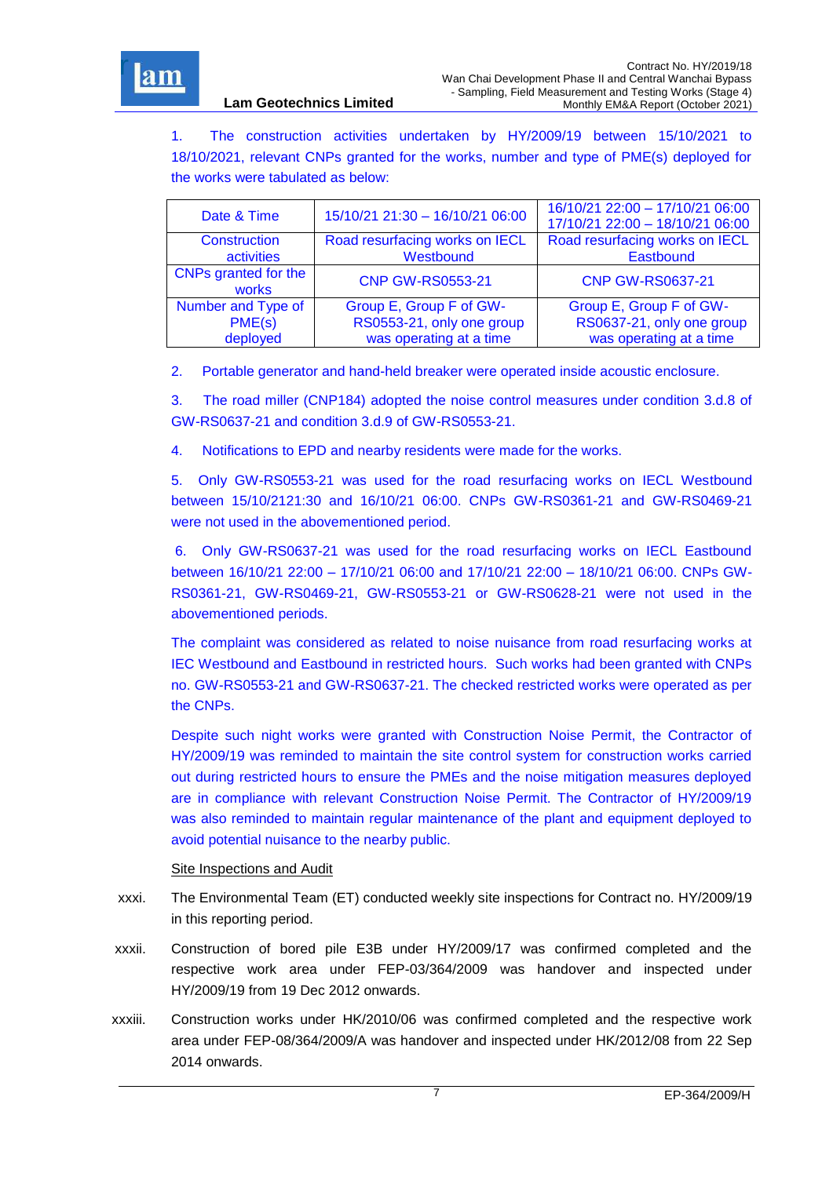1. The construction activities undertaken by HY/2009/19 between 15/10/2021 to 18/10/2021, relevant CNPs granted for the works, number and type of PME(s) deployed for the works were tabulated as below:

| Date & Time | 15/10/21 21:30 – 16/10/21 06:00 | 16/10/21 22:00 – 17/10/21 06:00<br>17/10/21 22:00 – 18/10/21 06:00 |
|---|---|---|
| Construction activities | Road resurfacing works on IECL Westbound | Road resurfacing works on IECL Eastbound |
| CNPs granted for the works | CNP GW-RS0553-21 | CNP GW-RS0637-21 |
| Number and Type of PME(s) deployed | Group E, Group F of GW-RS0553-21, only one group was operating at a time | Group E, Group F of GW-RS0637-21, only one group was operating at a time |

2. Portable generator and hand-held breaker were operated inside acoustic enclosure.

3. The road miller (CNP184) adopted the noise control measures under condition 3.d.8 of GW-RS0637-21 and condition 3.d.9 of GW-RS0553-21.

4. Notifications to EPD and nearby residents were made for the works.

5. Only GW-RS0553-21 was used for the road resurfacing works on IECL Westbound between 15/10/2121:30 and 16/10/21 06:00. CNPs GW-RS0361-21 and GW-RS0469-21 were not used in the abovementioned period.

6. Only GW-RS0637-21 was used for the road resurfacing works on IECL Eastbound between 16/10/21 22:00 – 17/10/21 06:00 and 17/10/21 22:00 – 18/10/21 06:00. CNPs GW-RS0361-21, GW-RS0469-21, GW-RS0553-21 or GW-RS0628-21 were not used in the abovementioned periods.

The complaint was considered as related to noise nuisance from road resurfacing works at IEC Westbound and Eastbound in restricted hours. Such works had been granted with CNPs no. GW-RS0553-21 and GW-RS0637-21. The checked restricted works were operated as per the CNPs.

Despite such night works were granted with Construction Noise Permit, the Contractor of HY/2009/19 was reminded to maintain the site control system for construction works carried out during restricted hours to ensure the PMEs and the noise mitigation measures deployed are in compliance with relevant Construction Noise Permit. The Contractor of HY/2009/19 was also reminded to maintain regular maintenance of the plant and equipment deployed to avoid potential nuisance to the nearby public.

<u>Site Inspections and Audit</u>

xxxi. The Environmental Team (ET) conducted weekly site inspections for Contract no. HY/2009/19 in this reporting period.

xxxii. Construction of bored pile E3B under HY/2009/17 was confirmed completed and the respective work area under FEP-03/364/2009 was handover and inspected under HY/2009/19 from 19 Dec 2012 onwards.

xxxiii. Construction works under HK/2010/06 was confirmed completed and the respective work area under FEP-08/364/2009/A was handover and inspected under HK/2012/08 from 22 Sep 2014 onwards.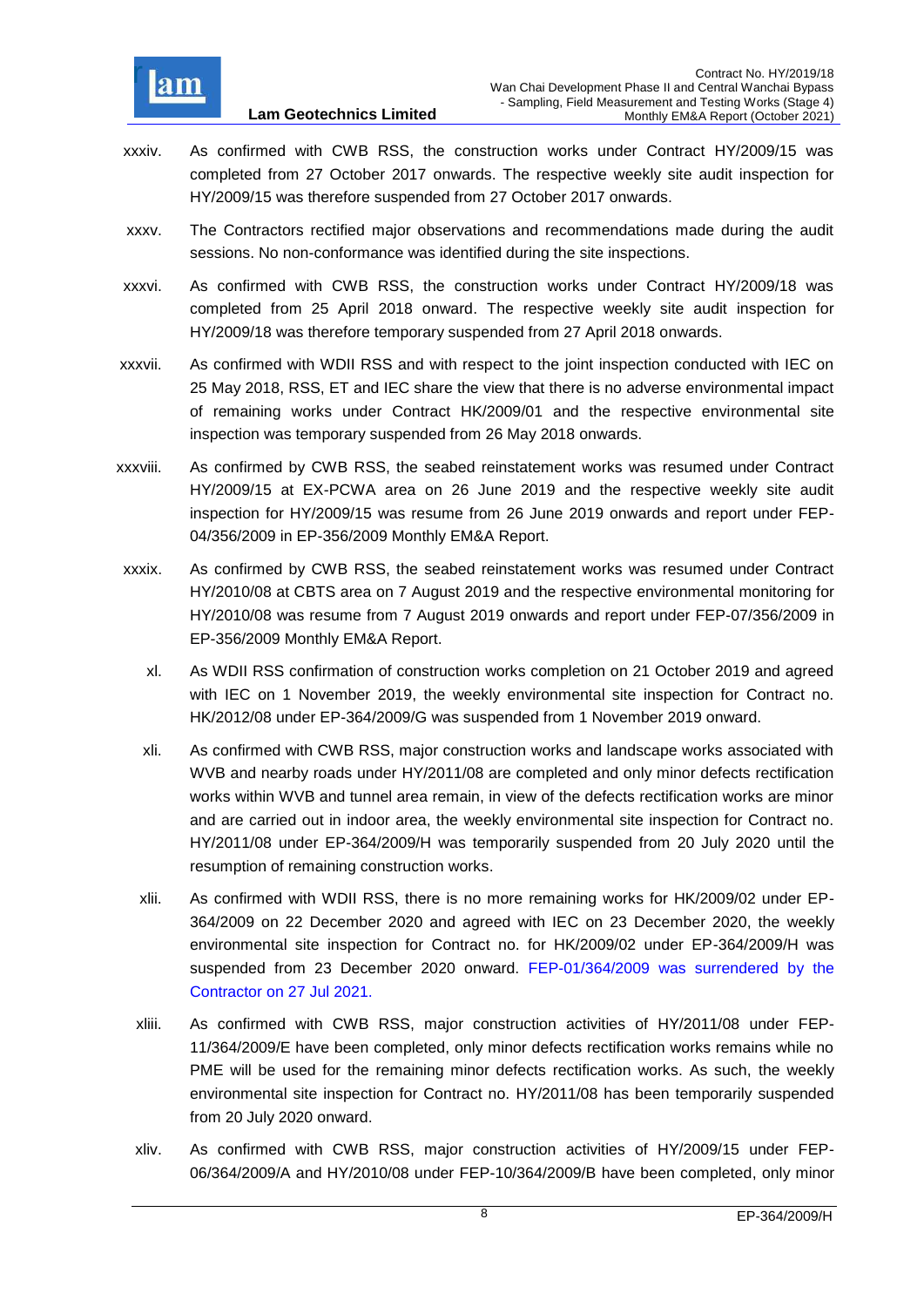xxxiv. As confirmed with CWB RSS, the construction works under Contract HY/2009/15 was completed from 27 October 2017 onwards. The respective weekly site audit inspection for HY/2009/15 was therefore suspended from 27 October 2017 onwards.

xxxv. The Contractors rectified major observations and recommendations made during the audit sessions. No non-conformance was identified during the site inspections.

xxxvi. As confirmed with CWB RSS, the construction works under Contract HY/2009/18 was completed from 25 April 2018 onward. The respective weekly site audit inspection for HY/2009/18 was therefore temporary suspended from 27 April 2018 onwards.

xxxvii. As confirmed with WDII RSS and with respect to the joint inspection conducted with IEC on 25 May 2018, RSS, ET and IEC share the view that there is no adverse environmental impact of remaining works under Contract HK/2009/01 and the respective environmental site inspection was temporary suspended from 26 May 2018 onwards.

xxxviii. As confirmed by CWB RSS, the seabed reinstatement works was resumed under Contract HY/2009/15 at EX-PCWA area on 26 June 2019 and the respective weekly site audit inspection for HY/2009/15 was resume from 26 June 2019 onwards and report under FEP-04/356/2009 in EP-356/2009 Monthly EM&A Report.

xxxix. As confirmed by CWB RSS, the seabed reinstatement works was resumed under Contract HY/2010/08 at CBTS area on 7 August 2019 and the respective environmental monitoring for HY/2010/08 was resume from 7 August 2019 onwards and report under FEP-07/356/2009 in EP-356/2009 Monthly EM&A Report.

xl. As WDII RSS confirmation of construction works completion on 21 October 2019 and agreed with IEC on 1 November 2019, the weekly environmental site inspection for Contract no. HK/2012/08 under EP-364/2009/G was suspended from 1 November 2019 onward.

xli. As confirmed with CWB RSS, major construction works and landscape works associated with WVB and nearby roads under HY/2011/08 are completed and only minor defects rectification works within WVB and tunnel area remain, in view of the defects rectification works are minor and are carried out in indoor area, the weekly environmental site inspection for Contract no. HY/2011/08 under EP-364/2009/H was temporarily suspended from 20 July 2020 until the resumption of remaining construction works.

xlii. As confirmed with WDII RSS, there is no more remaining works for HK/2009/02 under EP-364/2009 on 22 December 2020 and agreed with IEC on 23 December 2020, the weekly environmental site inspection for Contract no. for HK/2009/02 under EP-364/2009/H was suspended from 23 December 2020 onward. FEP-01/364/2009 was surrendered by the Contractor on 27 Jul 2021.

xliii. As confirmed with CWB RSS, major construction activities of HY/2011/08 under FEP-11/364/2009/E have been completed, only minor defects rectification works remains while no PME will be used for the remaining minor defects rectification works. As such, the weekly environmental site inspection for Contract no. HY/2011/08 has been temporarily suspended from 20 July 2020 onward.

xliv. As confirmed with CWB RSS, major construction activities of HY/2009/15 under FEP-06/364/2009/A and HY/2010/08 under FEP-10/364/2009/B have been completed, only minor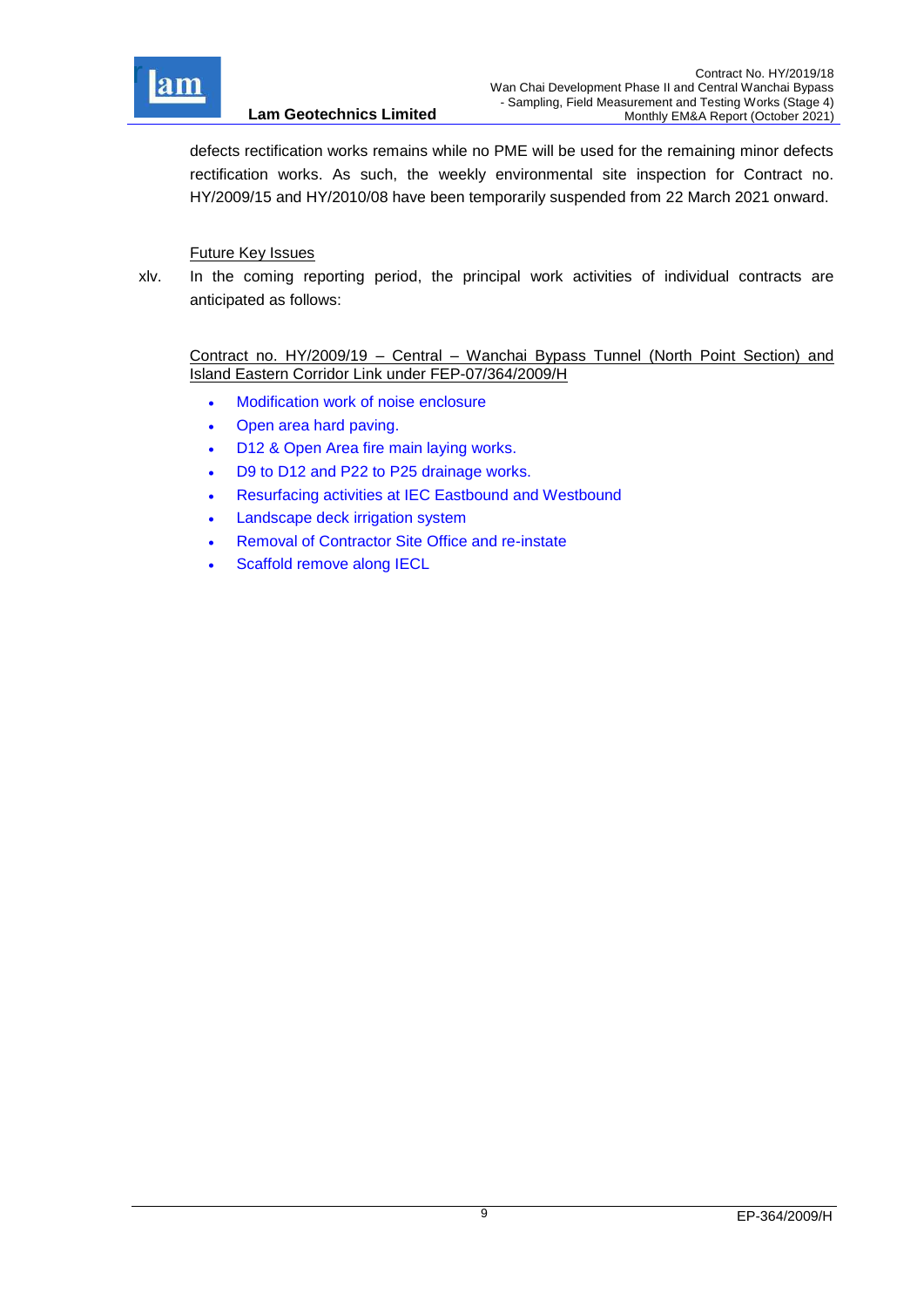defects rectification works remains while no PME will be used for the remaining minor defects rectification works. As such, the weekly environmental site inspection for Contract no. HY/2009/15 and HY/2010/08 have been temporarily suspended from 22 March 2021 onward.

Future Key Issues

xlv. In the coming reporting period, the principal work activities of individual contracts are anticipated as follows:

Contract no. HY/2009/19 – Central – Wanchai Bypass Tunnel (North Point Section) and Island Eastern Corridor Link under FEP-07/364/2009/H

- Modification work of noise enclosure
- Open area hard paving.
- D12 & Open Area fire main laying works.
- D9 to D12 and P22 to P25 drainage works.
- Resurfacing activities at IEC Eastbound and Westbound
- Landscape deck irrigation system
- Removal of Contractor Site Office and re-instate
- Scaffold remove along IECL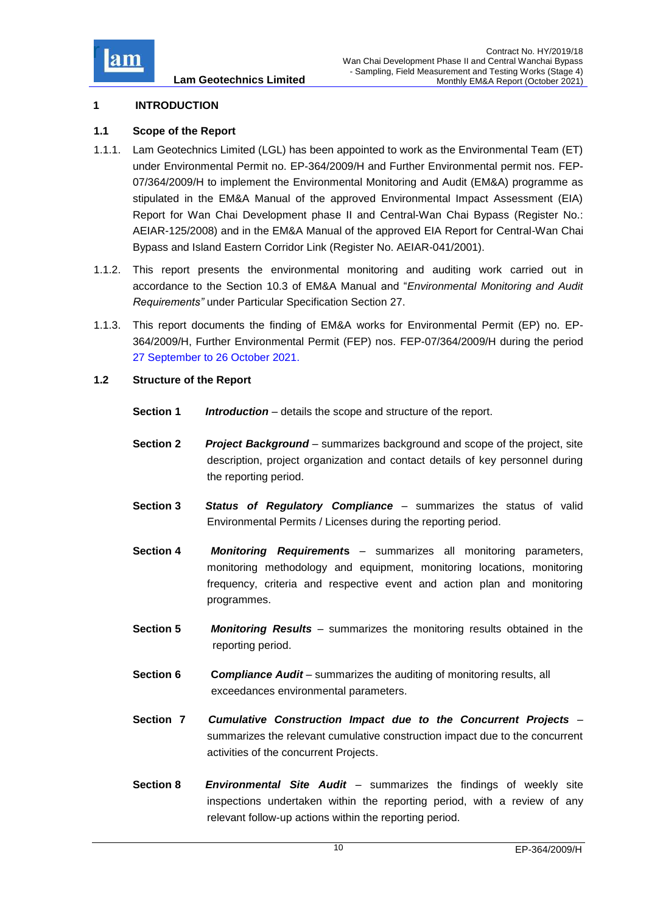# 1 INTRODUCTION

## 1.1 Scope of the Report

1.1.1. Lam Geotechnics Limited (LGL) has been appointed to work as the Environmental Team (ET) under Environmental Permit no. EP-364/2009/H and Further Environmental permit nos. FEP-07/364/2009/H to implement the Environmental Monitoring and Audit (EM&A) programme as stipulated in the EM&A Manual of the approved Environmental Impact Assessment (EIA) Report for Wan Chai Development phase II and Central-Wan Chai Bypass (Register No.: AEIAR-125/2008) and in the EM&A Manual of the approved EIA Report for Central-Wan Chai Bypass and Island Eastern Corridor Link (Register No. AEIAR-041/2001).

1.1.2. This report presents the environmental monitoring and auditing work carried out in accordance to the Section 10.3 of EM&A Manual and "*Environmental Monitoring and Audit Requirements"* under Particular Specification Section 27.

1.1.3. This report documents the finding of EM&A works for Environmental Permit (EP) no. EP-364/2009/H, Further Environmental Permit (FEP) nos. FEP-07/364/2009/H during the period 27 September to 26 October 2021.

## 1.2 Structure of the Report

**Section 1** ***Introduction*** – details the scope and structure of the report.

**Section 2** ***Project Background*** – summarizes background and scope of the project, site description, project organization and contact details of key personnel during the reporting period.

**Section 3** ***Status of Regulatory Compliance*** – summarizes the status of valid Environmental Permits / Licenses during the reporting period.

**Section 4** ***Monitoring Requirements*** – summarizes all monitoring parameters, monitoring methodology and equipment, monitoring locations, monitoring frequency, criteria and respective event and action plan and monitoring programmes.

**Section 5** ***Monitoring Results*** – summarizes the monitoring results obtained in the reporting period.

**Section 6** ***Compliance Audit*** – summarizes the auditing of monitoring results, all exceedances environmental parameters.

**Section 7** ***Cumulative Construction Impact due to the Concurrent Projects*** – summarizes the relevant cumulative construction impact due to the concurrent activities of the concurrent Projects.

**Section 8** ***Environmental Site Audit*** – summarizes the findings of weekly site inspections undertaken within the reporting period, with a review of any relevant follow-up actions within the reporting period.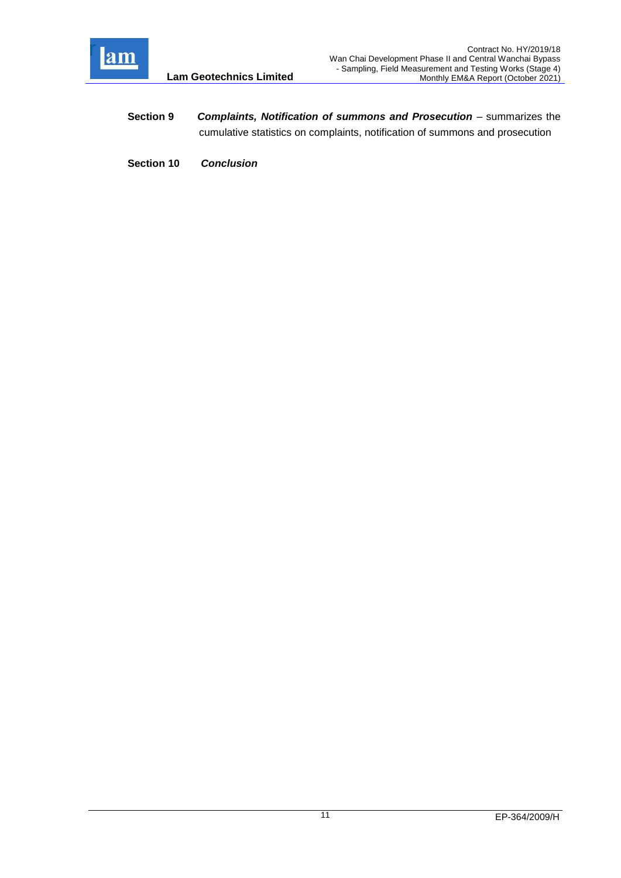**Section 9** ***Complaints, Notification of summons and Prosecution*** – summarizes the cumulative statistics on complaints, notification of summons and prosecution

**Section 10** ***Conclusion***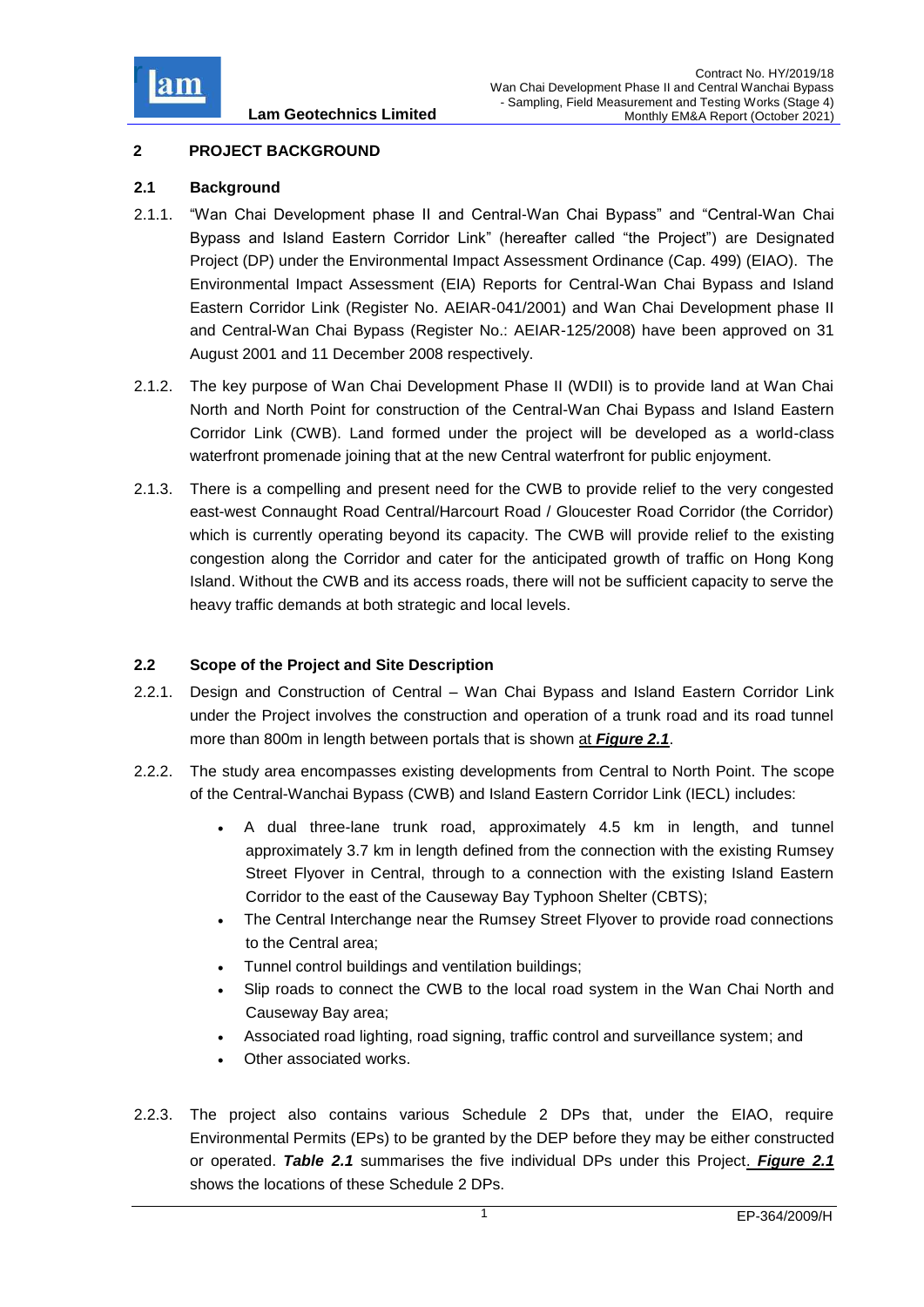## 2 PROJECT BACKGROUND

### 2.1 Background

2.1.1. "Wan Chai Development phase II and Central-Wan Chai Bypass" and "Central-Wan Chai Bypass and Island Eastern Corridor Link" (hereafter called "the Project") are Designated Project (DP) under the Environmental Impact Assessment Ordinance (Cap. 499) (EIAO). The Environmental Impact Assessment (EIA) Reports for Central-Wan Chai Bypass and Island Eastern Corridor Link (Register No. AEIAR-041/2001) and Wan Chai Development phase II and Central-Wan Chai Bypass (Register No.: AEIAR-125/2008) have been approved on 31 August 2001 and 11 December 2008 respectively.

2.1.2. The key purpose of Wan Chai Development Phase II (WDII) is to provide land at Wan Chai North and North Point for construction of the Central-Wan Chai Bypass and Island Eastern Corridor Link (CWB). Land formed under the project will be developed as a world-class waterfront promenade joining that at the new Central waterfront for public enjoyment.

2.1.3. There is a compelling and present need for the CWB to provide relief to the very congested east-west Connaught Road Central/Harcourt Road / Gloucester Road Corridor (the Corridor) which is currently operating beyond its capacity. The CWB will provide relief to the existing congestion along the Corridor and cater for the anticipated growth of traffic on Hong Kong Island. Without the CWB and its access roads, there will not be sufficient capacity to serve the heavy traffic demands at both strategic and local levels.

### 2.2 Scope of the Project and Site Description

2.2.1. Design and Construction of Central – Wan Chai Bypass and Island Eastern Corridor Link under the Project involves the construction and operation of a trunk road and its road tunnel more than 800m in length between portals that is shown at ***Figure 2.1***.

2.2.2. The study area encompasses existing developments from Central to North Point. The scope of the Central-Wanchai Bypass (CWB) and Island Eastern Corridor Link (IECL) includes:

- A dual three-lane trunk road, approximately 4.5 km in length, and tunnel approximately 3.7 km in length defined from the connection with the existing Rumsey Street Flyover in Central, through to a connection with the existing Island Eastern Corridor to the east of the Causeway Bay Typhoon Shelter (CBTS);
- The Central Interchange near the Rumsey Street Flyover to provide road connections to the Central area;
- Tunnel control buildings and ventilation buildings;
- Slip roads to connect the CWB to the local road system in the Wan Chai North and Causeway Bay area;
- Associated road lighting, road signing, traffic control and surveillance system; and
- Other associated works.

2.2.3. The project also contains various Schedule 2 DPs that, under the EIAO, require Environmental Permits (EPs) to be granted by the DEP before they may be either constructed or operated. ***Table 2.1*** summarises the five individual DPs under this Project. ***Figure 2.1*** shows the locations of these Schedule 2 DPs.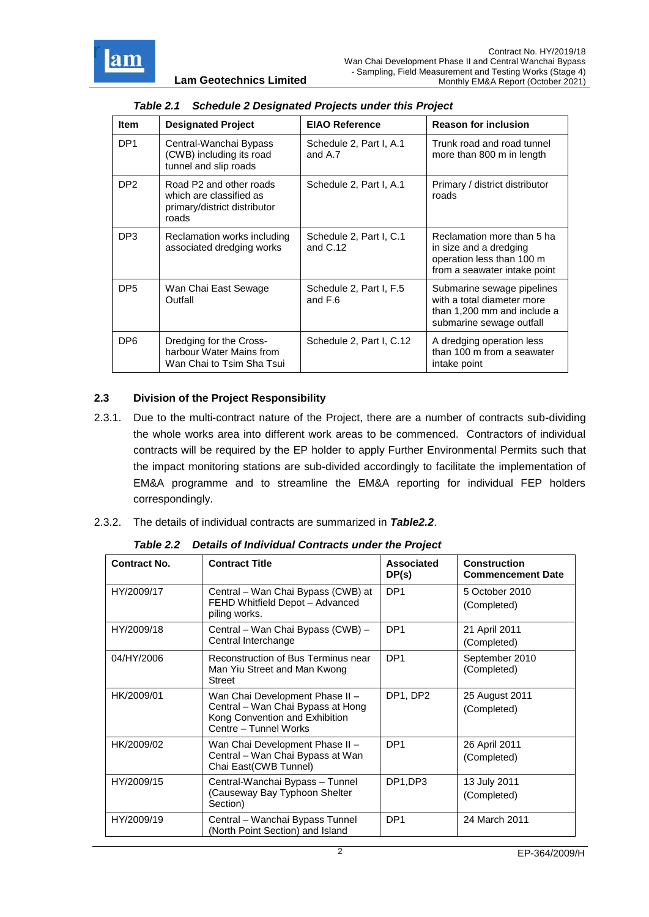*Table 2.1 Schedule 2 Designated Projects under this Project*

| Item | Designated Project | EIAO Reference | Reason for inclusion |
|---|---|---|---|
| DP1 | Central-Wanchai Bypass (CWB) including its road tunnel and slip roads | Schedule 2, Part I, A.1 and A.7 | Trunk road and road tunnel more than 800 m in length |
| DP2 | Road P2 and other roads which are classified as primary/district distributor roads | Schedule 2, Part I, A.1 | Primary / district distributor roads |
| DP3 | Reclamation works including associated dredging works | Schedule 2, Part I, C.1 and C.12 | Reclamation more than 5 ha in size and a dredging operation less than 100 m from a seawater intake point |
| DP5 | Wan Chai East Sewage Outfall | Schedule 2, Part I, F.5 and F.6 | Submarine sewage pipelines with a total diameter more than 1,200 mm and include a submarine sewage outfall |
| DP6 | Dredging for the Cross-harbour Water Mains from Wan Chai to Tsim Sha Tsui | Schedule 2, Part I, C.12 | A dredging operation less than 100 m from a seawater intake point |

### 2.3 Division of the Project Responsibility

2.3.1. Due to the multi-contract nature of the Project, there are a number of contracts sub-dividing the whole works area into different work areas to be commenced. Contractors of individual contracts will be required by the EP holder to apply Further Environmental Permits such that the impact monitoring stations are sub-divided accordingly to facilitate the implementation of EM&A programme and to streamline the EM&A reporting for individual FEP holders correspondingly.

2.3.2. The details of individual contracts are summarized in ***Table2.2***.

*Table 2.2 Details of Individual Contracts under the Project*

| Contract No. | Contract Title | Associated DP(s) | Construction Commencement Date |
|---|---|---|---|
| HY/2009/17 | Central – Wan Chai Bypass (CWB) at FEHD Whitfield Depot – Advanced piling works. | DP1 | 5 October 2010 (Completed) |
| HY/2009/18 | Central – Wan Chai Bypass (CWB) – Central Interchange | DP1 | 21 April 2011 (Completed) |
| 04/HY/2006 | Reconstruction of Bus Terminus near Man Yiu Street and Man Kwong Street | DP1 | September 2010 (Completed) |
| HK/2009/01 | Wan Chai Development Phase II – Central – Wan Chai Bypass at Hong Kong Convention and Exhibition Centre – Tunnel Works | DP1, DP2 | 25 August 2011 (Completed) |
| HK/2009/02 | Wan Chai Development Phase II – Central – Wan Chai Bypass at Wan Chai East(CWB Tunnel) | DP1 | 26 April 2011 (Completed) |
| HY/2009/15 | Central-Wanchai Bypass – Tunnel (Causeway Bay Typhoon Shelter Section) | DP1,DP3 | 13 July 2011 (Completed) |
| HY/2009/19 | Central – Wanchai Bypass Tunnel (North Point Section) and Island | DP1 | 24 March 2011 |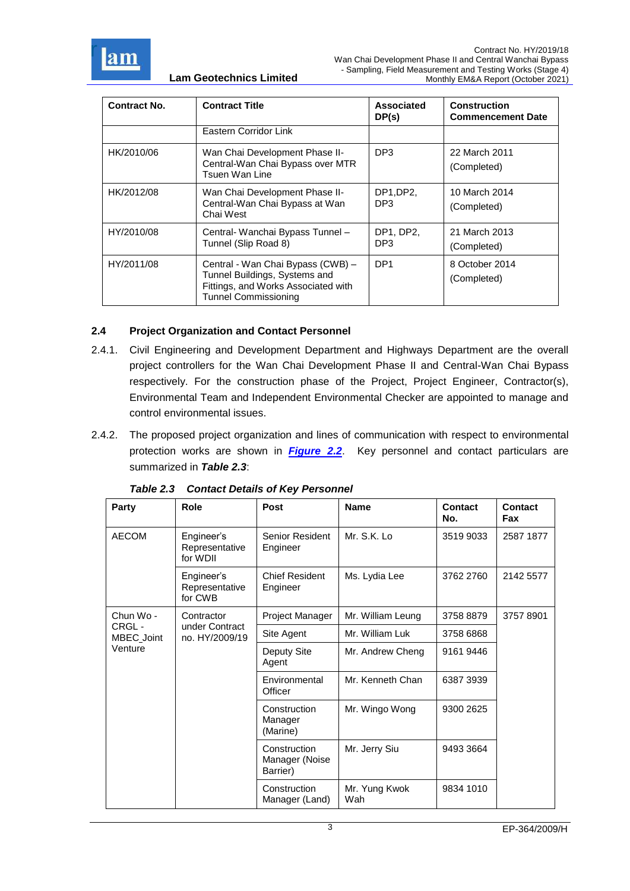| Contract No. | Contract Title | Associated DP(s) | Construction Commencement Date |
|---|---|---|---|
| | Eastern Corridor Link | | |
| HK/2010/06 | Wan Chai Development Phase II-Central-Wan Chai Bypass over MTR Tsuen Wan Line | DP3 | 22 March 2011 (Completed) |
| HK/2012/08 | Wan Chai Development Phase II-Central-Wan Chai Bypass at Wan Chai West | DP1,DP2, DP3 | 10 March 2014 (Completed) |
| HY/2010/08 | Central- Wanchai Bypass Tunnel – Tunnel (Slip Road 8) | DP1, DP2, DP3 | 21 March 2013 (Completed) |
| HY/2011/08 | Central - Wan Chai Bypass (CWB) – Tunnel Buildings, Systems and Fittings, and Works Associated with Tunnel Commissioning | DP1 | 8 October 2014 (Completed) |

## 2.4 Project Organization and Contact Personnel

2.4.1. Civil Engineering and Development Department and Highways Department are the overall project controllers for the Wan Chai Development Phase II and Central-Wan Chai Bypass respectively. For the construction phase of the Project, Project Engineer, Contractor(s), Environmental Team and Independent Environmental Checker are appointed to manage and control environmental issues.

2.4.2. The proposed project organization and lines of communication with respect to environmental protection works are shown in ***Figure 2.2***. Key personnel and contact particulars are summarized in ***Table 2.3***:

***Table 2.3 Contact Details of Key Personnel***

| Party | Role | Post | Name | Contact No. | Contact Fax |
|---|---|---|---|---|---|
| AECOM | Engineer's Representative for WDII | Senior Resident Engineer | Mr. S.K. Lo | 3519 9033 | 2587 1877 |
| | Engineer's Representative for CWB | Chief Resident Engineer | Ms. Lydia Lee | 3762 2760 | 2142 5577 |
| Chun Wo - CRGL - MBEC_Joint Venture | Contractor under Contract no. HY/2009/19 | Project Manager | Mr. William Leung | 3758 8879 | 3757 8901 |
| | | Site Agent | Mr. William Luk | 3758 6868 | |
| | | Deputy Site Agent | Mr. Andrew Cheng | 9161 9446 | |
| | | Environmental Officer | Mr. Kenneth Chan | 6387 3939 | |
| | | Construction Manager (Marine) | Mr. Wingo Wong | 9300 2625 | |
| | | Construction Manager (Noise Barrier) | Mr. Jerry Siu | 9493 3664 | |
| | | Construction Manager (Land) | Mr. Yung Kwok Wah | 9834 1010 | |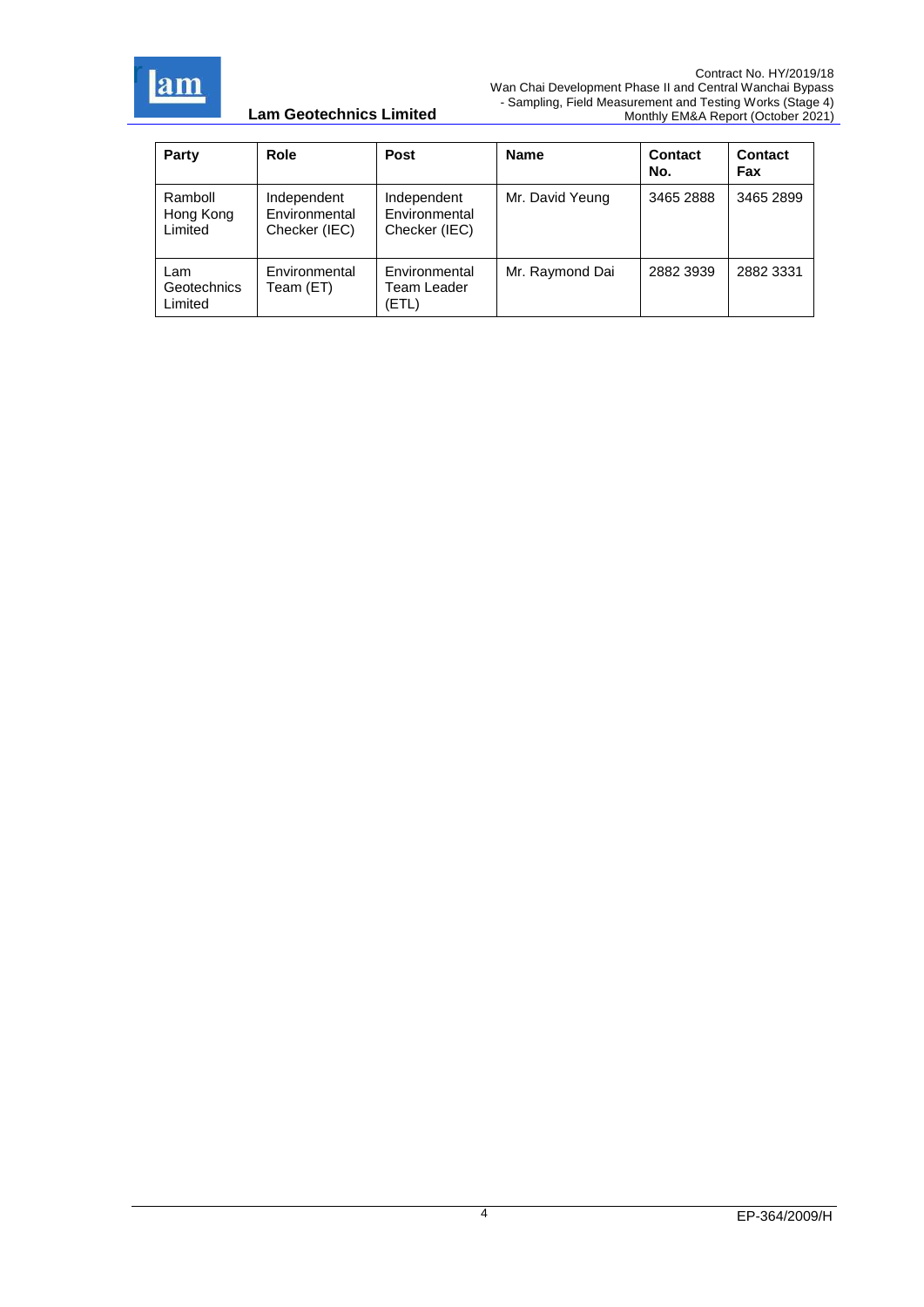| Party | Role | Post | Name | Contact No. | Contact Fax |
|---|---|---|---|---|---|
| Ramboll Hong Kong Limited | Independent Environmental Checker (IEC) | Independent Environmental Checker (IEC) | Mr. David Yeung | 3465 2888 | 3465 2899 |
| Lam Geotechnics Limited | Environmental Team (ET) | Environmental Team Leader (ETL) | Mr. Raymond Dai | 2882 3939 | 2882 3331 |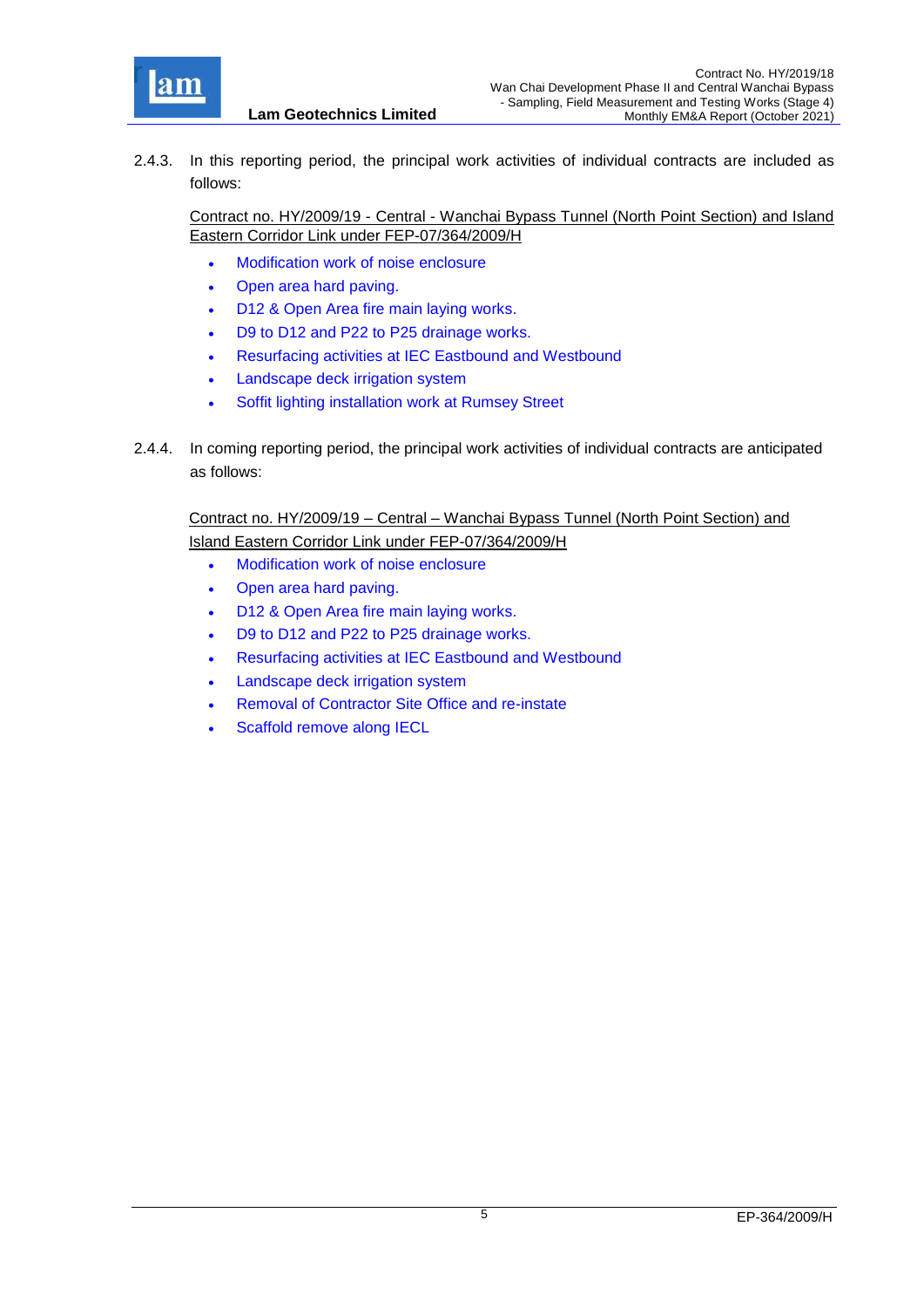2.4.3. In this reporting period, the principal work activities of individual contracts are included as follows:

Contract no. HY/2009/19 - Central - Wanchai Bypass Tunnel (North Point Section) and Island Eastern Corridor Link under FEP-07/364/2009/H

- Modification work of noise enclosure
- Open area hard paving.
- D12 & Open Area fire main laying works.
- D9 to D12 and P22 to P25 drainage works.
- Resurfacing activities at IEC Eastbound and Westbound
- Landscape deck irrigation system
- Soffit lighting installation work at Rumsey Street

2.4.4. In coming reporting period, the principal work activities of individual contracts are anticipated as follows:

Contract no. HY/2009/19 – Central – Wanchai Bypass Tunnel (North Point Section) and Island Eastern Corridor Link under FEP-07/364/2009/H

- Modification work of noise enclosure
- Open area hard paving.
- D12 & Open Area fire main laying works.
- D9 to D12 and P22 to P25 drainage works.
- Resurfacing activities at IEC Eastbound and Westbound
- Landscape deck irrigation system
- Removal of Contractor Site Office and re-instate
- Scaffold remove along IECL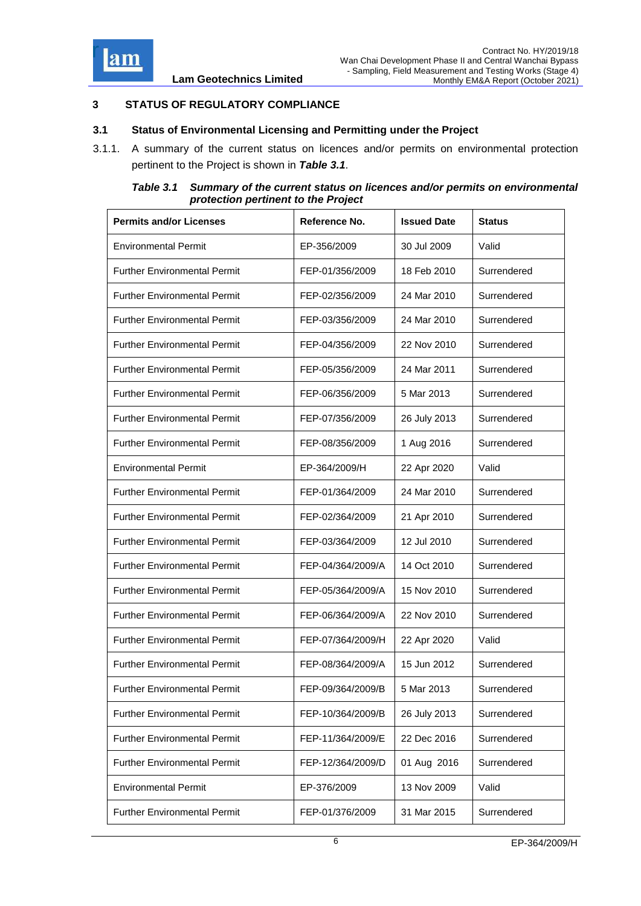# 3 STATUS OF REGULATORY COMPLIANCE

## 3.1 Status of Environmental Licensing and Permitting under the Project

3.1.1. A summary of the current status on licences and/or permits on environmental protection pertinent to the Project is shown in ***Table 3.1***.

***Table 3.1 Summary of the current status on licences and/or permits on environmental protection pertinent to the Project***

| Permits and/or Licenses | Reference No. | Issued Date | Status |
|---|---|---|---|
| Environmental Permit | EP-356/2009 | 30 Jul 2009 | Valid |
| Further Environmental Permit | FEP-01/356/2009 | 18 Feb 2010 | Surrendered |
| Further Environmental Permit | FEP-02/356/2009 | 24 Mar 2010 | Surrendered |
| Further Environmental Permit | FEP-03/356/2009 | 24 Mar 2010 | Surrendered |
| Further Environmental Permit | FEP-04/356/2009 | 22 Nov 2010 | Surrendered |
| Further Environmental Permit | FEP-05/356/2009 | 24 Mar 2011 | Surrendered |
| Further Environmental Permit | FEP-06/356/2009 | 5 Mar 2013 | Surrendered |
| Further Environmental Permit | FEP-07/356/2009 | 26 July 2013 | Surrendered |
| Further Environmental Permit | FEP-08/356/2009 | 1 Aug 2016 | Surrendered |
| Environmental Permit | EP-364/2009/H | 22 Apr 2020 | Valid |
| Further Environmental Permit | FEP-01/364/2009 | 24 Mar 2010 | Surrendered |
| Further Environmental Permit | FEP-02/364/2009 | 21 Apr 2010 | Surrendered |
| Further Environmental Permit | FEP-03/364/2009 | 12 Jul 2010 | Surrendered |
| Further Environmental Permit | FEP-04/364/2009/A | 14 Oct 2010 | Surrendered |
| Further Environmental Permit | FEP-05/364/2009/A | 15 Nov 2010 | Surrendered |
| Further Environmental Permit | FEP-06/364/2009/A | 22 Nov 2010 | Surrendered |
| Further Environmental Permit | FEP-07/364/2009/H | 22 Apr 2020 | Valid |
| Further Environmental Permit | FEP-08/364/2009/A | 15 Jun 2012 | Surrendered |
| Further Environmental Permit | FEP-09/364/2009/B | 5 Mar 2013 | Surrendered |
| Further Environmental Permit | FEP-10/364/2009/B | 26 July 2013 | Surrendered |
| Further Environmental Permit | FEP-11/364/2009/E | 22 Dec 2016 | Surrendered |
| Further Environmental Permit | FEP-12/364/2009/D | 01 Aug 2016 | Surrendered |
| Environmental Permit | EP-376/2009 | 13 Nov 2009 | Valid |
| Further Environmental Permit | FEP-01/376/2009 | 31 Mar 2015 | Surrendered |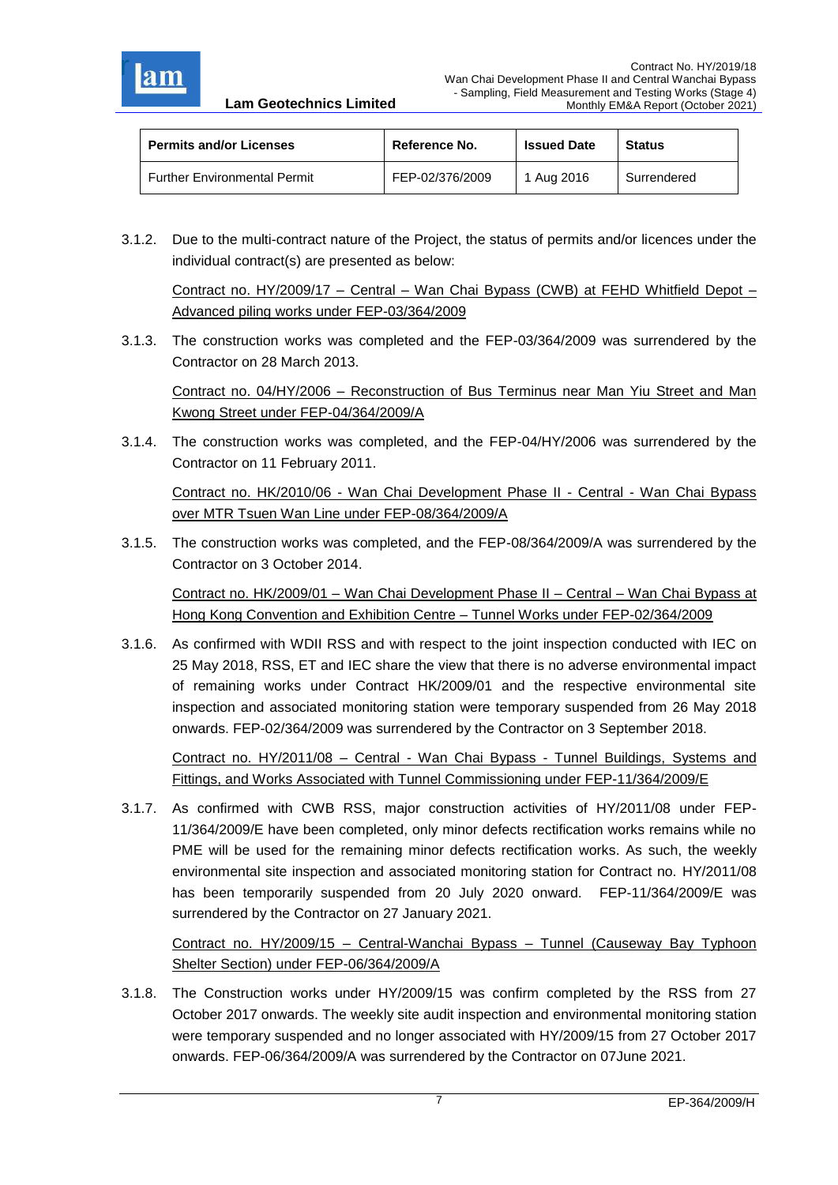| Permits and/or Licenses | Reference No. | Issued Date | Status |
|---|---|---|---|
| Further Environmental Permit | FEP-02/376/2009 | 1 Aug 2016 | Surrendered |

3.1.2. Due to the multi-contract nature of the Project, the status of permits and/or licences under the individual contract(s) are presented as below:

<u>Contract no. HY/2009/17 – Central – Wan Chai Bypass (CWB) at FEHD Whitfield Depot – Advanced piling works under FEP-03/364/2009</u>

3.1.3. The construction works was completed and the FEP-03/364/2009 was surrendered by the Contractor on 28 March 2013.

<u>Contract no. 04/HY/2006 – Reconstruction of Bus Terminus near Man Yiu Street and Man Kwong Street under FEP-04/364/2009/A</u>

3.1.4. The construction works was completed, and the FEP-04/HY/2006 was surrendered by the Contractor on 11 February 2011.

<u>Contract no. HK/2010/06 - Wan Chai Development Phase II - Central - Wan Chai Bypass over MTR Tsuen Wan Line under FEP-08/364/2009/A</u>

3.1.5. The construction works was completed, and the FEP-08/364/2009/A was surrendered by the Contractor on 3 October 2014.

<u>Contract no. HK/2009/01 – Wan Chai Development Phase II – Central – Wan Chai Bypass at Hong Kong Convention and Exhibition Centre – Tunnel Works under FEP-02/364/2009</u>

3.1.6. As confirmed with WDII RSS and with respect to the joint inspection conducted with IEC on 25 May 2018, RSS, ET and IEC share the view that there is no adverse environmental impact of remaining works under Contract HK/2009/01 and the respective environmental site inspection and associated monitoring station were temporary suspended from 26 May 2018 onwards. FEP-02/364/2009 was surrendered by the Contractor on 3 September 2018.

<u>Contract no. HY/2011/08 – Central - Wan Chai Bypass - Tunnel Buildings, Systems and Fittings, and Works Associated with Tunnel Commissioning under FEP-11/364/2009/E</u>

3.1.7. As confirmed with CWB RSS, major construction activities of HY/2011/08 under FEP-11/364/2009/E have been completed, only minor defects rectification works remains while no PME will be used for the remaining minor defects rectification works. As such, the weekly environmental site inspection and associated monitoring station for Contract no. HY/2011/08 has been temporarily suspended from 20 July 2020 onward. FEP-11/364/2009/E was surrendered by the Contractor on 27 January 2021.

<u>Contract no. HY/2009/15 – Central-Wanchai Bypass – Tunnel (Causeway Bay Typhoon Shelter Section) under FEP-06/364/2009/A</u>

3.1.8. The Construction works under HY/2009/15 was confirm completed by the RSS from 27 October 2017 onwards. The weekly site audit inspection and environmental monitoring station were temporary suspended and no longer associated with HY/2009/15 from 27 October 2017 onwards. FEP-06/364/2009/A was surrendered by the Contractor on 07June 2021.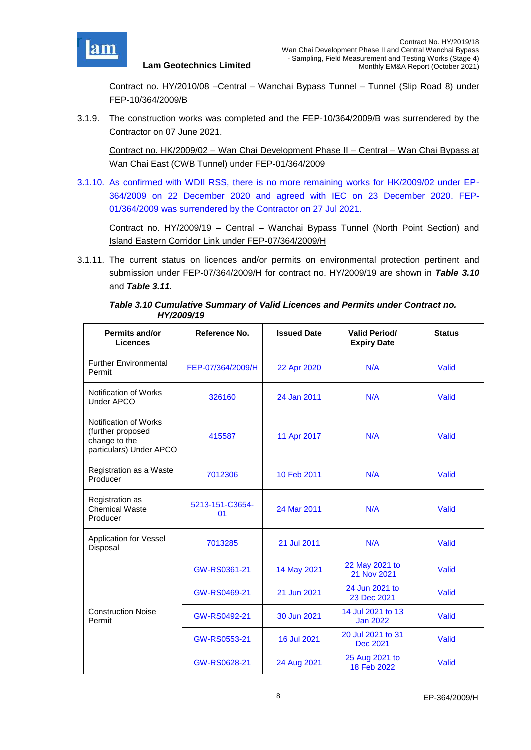Contract no. HY/2010/08 –Central – Wanchai Bypass Tunnel – Tunnel (Slip Road 8) under FEP-10/364/2009/B

3.1.9. The construction works was completed and the FEP-10/364/2009/B was surrendered by the Contractor on 07 June 2021.

Contract no. HK/2009/02 – Wan Chai Development Phase II – Central – Wan Chai Bypass at Wan Chai East (CWB Tunnel) under FEP-01/364/2009

3.1.10. As confirmed with WDII RSS, there is no more remaining works for HK/2009/02 under EP-364/2009 on 22 December 2020 and agreed with IEC on 23 December 2020. FEP-01/364/2009 was surrendered by the Contractor on 27 Jul 2021.

Contract no. HY/2009/19 – Central – Wanchai Bypass Tunnel (North Point Section) and Island Eastern Corridor Link under FEP-07/364/2009/H

3.1.11. The current status on licences and/or permits on environmental protection pertinent and submission under FEP-07/364/2009/H for contract no. HY/2009/19 are shown in ***Table 3.10*** and ***Table 3.11.***

***Table 3.10 Cumulative Summary of Valid Licences and Permits under Contract no. HY/2009/19***

| Permits and/or Licences | Reference No. | Issued Date | Valid Period/ Expiry Date | Status |
|---|---|---|---|---|
| Further Environmental Permit | FEP-07/364/2009/H | 22 Apr 2020 | N/A | Valid |
| Notification of Works Under APCO | 326160 | 24 Jan 2011 | N/A | Valid |
| Notification of Works (further proposed change to the particulars) Under APCO | 415587 | 11 Apr 2017 | N/A | Valid |
| Registration as a Waste Producer | 7012306 | 10 Feb 2011 | N/A | Valid |
| Registration as Chemical Waste Producer | 5213-151-C3654-01 | 24 Mar 2011 | N/A | Valid |
| Application for Vessel Disposal | 7013285 | 21 Jul 2011 | N/A | Valid |
| Construction Noise Permit | GW-RS0361-21 | 14 May 2021 | 22 May 2021 to 21 Nov 2021 | Valid |
| | GW-RS0469-21 | 21 Jun 2021 | 24 Jun 2021 to 23 Dec 2021 | Valid |
| | GW-RS0492-21 | 30 Jun 2021 | 14 Jul 2021 to 13 Jan 2022 | Valid |
| | GW-RS0553-21 | 16 Jul 2021 | 20 Jul 2021 to 31 Dec 2021 | Valid |
| | GW-RS0628-21 | 24 Aug 2021 | 25 Aug 2021 to 18 Feb 2022 | Valid |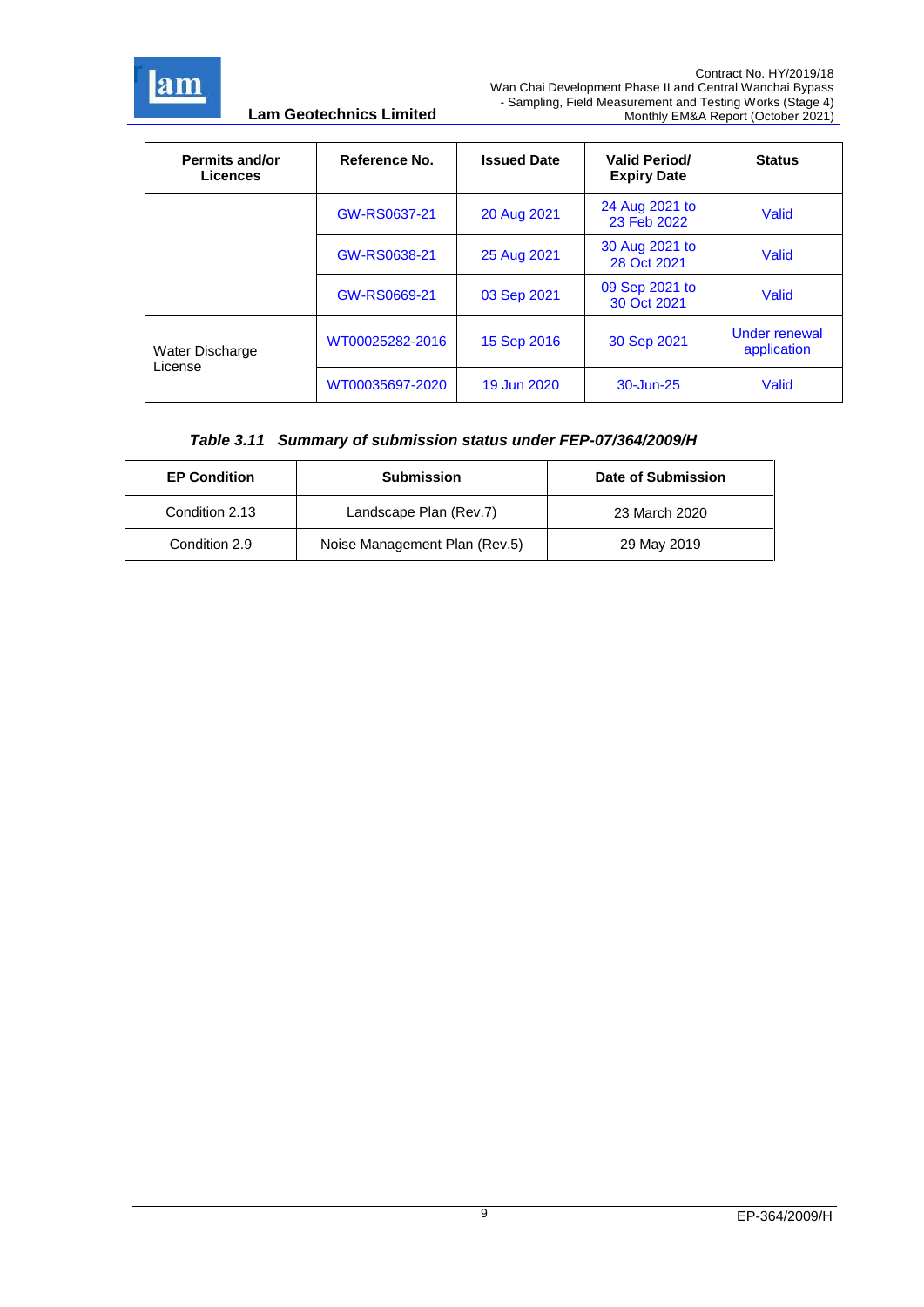| Permits and/or Licences | Reference No. | Issued Date | Valid Period/ Expiry Date | Status |
|---|---|---|---|---|
| | GW-RS0637-21 | 20 Aug 2021 | 24 Aug 2021 to 23 Feb 2022 | Valid |
| | GW-RS0638-21 | 25 Aug 2021 | 30 Aug 2021 to 28 Oct 2021 | Valid |
| | GW-RS0669-21 | 03 Sep 2021 | 09 Sep 2021 to 30 Oct 2021 | Valid |
| Water Discharge License | WT00025282-2016 | 15 Sep 2016 | 30 Sep 2021 | Under renewal application |
| | WT00035697-2020 | 19 Jun 2020 | 30-Jun-25 | Valid |

***Table 3.11 Summary of submission status under FEP-07/364/2009/H***

| EP Condition | Submission | Date of Submission |
|---|---|---|
| Condition 2.13 | Landscape Plan (Rev.7) | 23 March 2020 |
| Condition 2.9 | Noise Management Plan (Rev.5) | 29 May 2019 |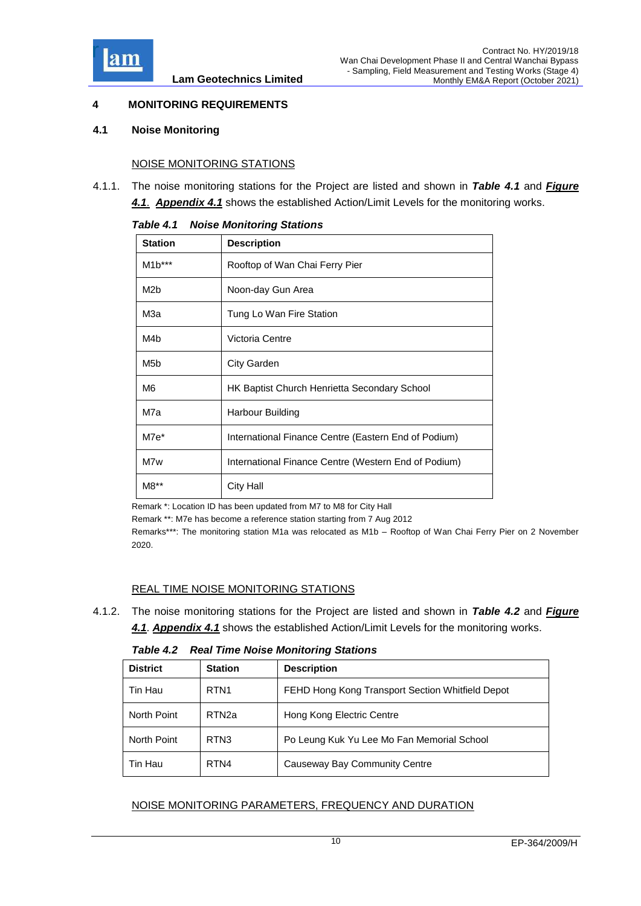## 4 MONITORING REQUIREMENTS

### 4.1 Noise Monitoring

NOISE MONITORING STATIONS

4.1.1. The noise monitoring stations for the Project are listed and shown in ***Table 4.1*** and ***Figure 4.1***. ***Appendix 4.1*** shows the established Action/Limit Levels for the monitoring works.

***Table 4.1 Noise Monitoring Stations***

| Station | Description |
|---|---|
| M1b*** | Rooftop of Wan Chai Ferry Pier |
| M2b | Noon-day Gun Area |
| M3a | Tung Lo Wan Fire Station |
| M4b | Victoria Centre |
| M5b | City Garden |
| M6 | HK Baptist Church Henrietta Secondary School |
| M7a | Harbour Building |
| M7e* | International Finance Centre (Eastern End of Podium) |
| M7w | International Finance Centre (Western End of Podium) |
| M8** | City Hall |

Remark *: Location ID has been updated from M7 to M8 for City Hall

Remark **: M7e has become a reference station starting from 7 Aug 2012

Remarks***: The monitoring station M1a was relocated as M1b – Rooftop of Wan Chai Ferry Pier on 2 November 2020.

REAL TIME NOISE MONITORING STATIONS

4.1.2. The noise monitoring stations for the Project are listed and shown in ***Table 4.2*** and ***Figure 4.1***. ***Appendix 4.1*** shows the established Action/Limit Levels for the monitoring works.

***Table 4.2 Real Time Noise Monitoring Stations***

| District | Station | Description |
|---|---|---|
| Tin Hau | RTN1 | FEHD Hong Kong Transport Section Whitfield Depot |
| North Point | RTN2a | Hong Kong Electric Centre |
| North Point | RTN3 | Po Leung Kuk Yu Lee Mo Fan Memorial School |
| Tin Hau | RTN4 | Causeway Bay Community Centre |

NOISE MONITORING PARAMETERS, FREQUENCY AND DURATION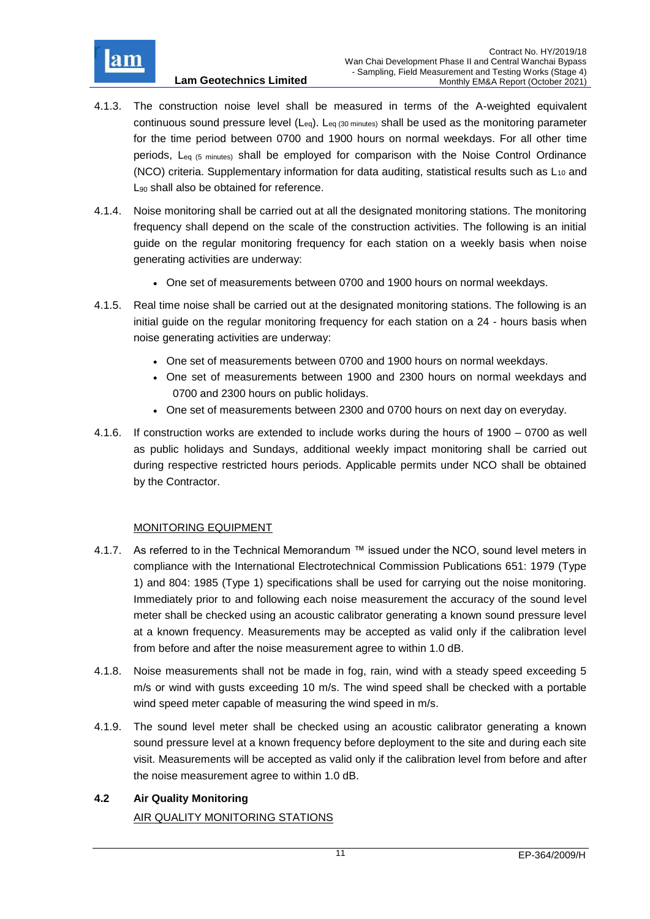4.1.3. The construction noise level shall be measured in terms of the A-weighted equivalent continuous sound pressure level ($L_{eq}$). $L_{eq\ (30\ minutes)}$ shall be used as the monitoring parameter for the time period between 0700 and 1900 hours on normal weekdays. For all other time periods, $L_{eq\ (5\ minutes)}$ shall be employed for comparison with the Noise Control Ordinance (NCO) criteria. Supplementary information for data auditing, statistical results such as $L_{10}$ and $L_{90}$ shall also be obtained for reference.

4.1.4. Noise monitoring shall be carried out at all the designated monitoring stations. The monitoring frequency shall depend on the scale of the construction activities. The following is an initial guide on the regular monitoring frequency for each station on a weekly basis when noise generating activities are underway:

- One set of measurements between 0700 and 1900 hours on normal weekdays.

4.1.5. Real time noise shall be carried out at the designated monitoring stations. The following is an initial guide on the regular monitoring frequency for each station on a 24 - hours basis when noise generating activities are underway:

- One set of measurements between 0700 and 1900 hours on normal weekdays.
- One set of measurements between 1900 and 2300 hours on normal weekdays and 0700 and 2300 hours on public holidays.
- One set of measurements between 2300 and 0700 hours on next day on everyday.

4.1.6. If construction works are extended to include works during the hours of 1900 – 0700 as well as public holidays and Sundays, additional weekly impact monitoring shall be carried out during respective restricted hours periods. Applicable permits under NCO shall be obtained by the Contractor.

MONITORING EQUIPMENT

4.1.7. As referred to in the Technical Memorandum ™ issued under the NCO, sound level meters in compliance with the International Electrotechnical Commission Publications 651: 1979 (Type 1) and 804: 1985 (Type 1) specifications shall be used for carrying out the noise monitoring. Immediately prior to and following each noise measurement the accuracy of the sound level meter shall be checked using an acoustic calibrator generating a known sound pressure level at a known frequency. Measurements may be accepted as valid only if the calibration level from before and after the noise measurement agree to within 1.0 dB.

4.1.8. Noise measurements shall not be made in fog, rain, wind with a steady speed exceeding 5 m/s or wind with gusts exceeding 10 m/s. The wind speed shall be checked with a portable wind speed meter capable of measuring the wind speed in m/s.

4.1.9. The sound level meter shall be checked using an acoustic calibrator generating a known sound pressure level at a known frequency before deployment to the site and during each site visit. Measurements will be accepted as valid only if the calibration level from before and after the noise measurement agree to within 1.0 dB.

## 4.2 Air Quality Monitoring

AIR QUALITY MONITORING STATIONS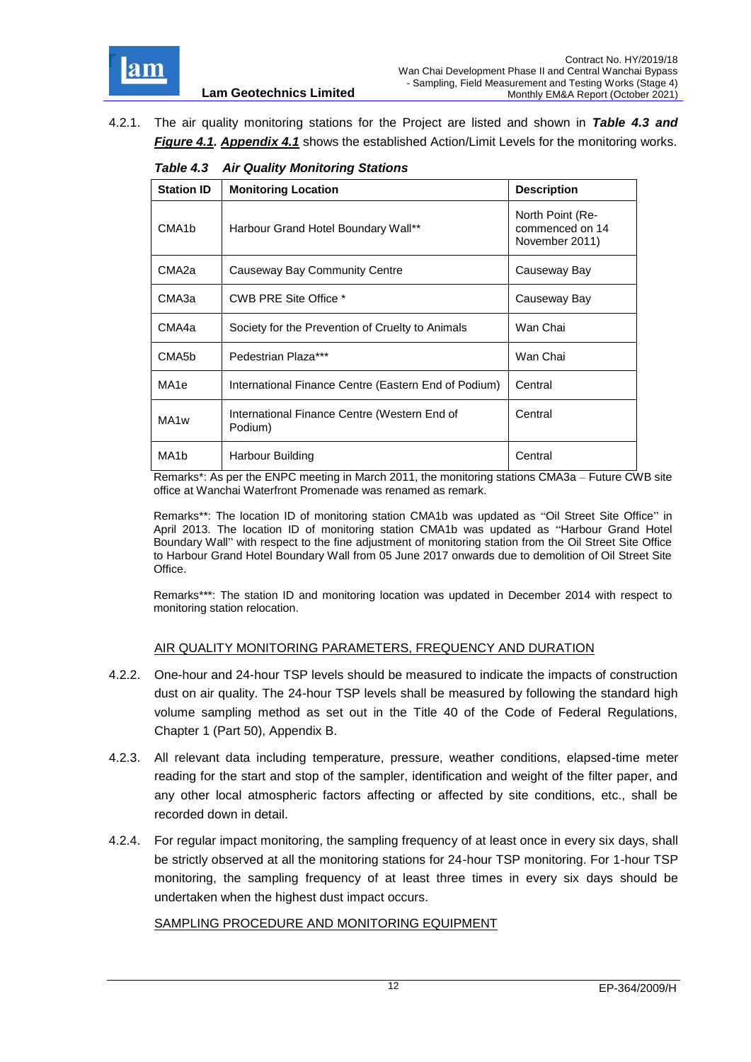4.2.1. The air quality monitoring stations for the Project are listed and shown in ***Table 4.3 and <u>Figure 4.1</u>***. ***<u>Appendix 4.1</u>*** shows the established Action/Limit Levels for the monitoring works.

***Table 4.3 Air Quality Monitoring Stations***

| Station ID | Monitoring Location | Description |
|---|---|---|
| CMA1b | Harbour Grand Hotel Boundary Wall** | North Point (Re-commenced on 14 November 2011) |
| CMA2a | Causeway Bay Community Centre | Causeway Bay |
| CMA3a | CWB PRE Site Office * | Causeway Bay |
| CMA4a | Society for the Prevention of Cruelty to Animals | Wan Chai |
| CMA5b | Pedestrian Plaza*** | Wan Chai |
| MA1e | International Finance Centre (Eastern End of Podium) | Central |
| MA1w | International Finance Centre (Western End of Podium) | Central |
| MA1b | Harbour Building | Central |

Remarks*: As per the ENPC meeting in March 2011, the monitoring stations CMA3a – Future CWB site office at Wanchai Waterfront Promenade was renamed as remark.

Remarks**: The location ID of monitoring station CMA1b was updated as "Oil Street Site Office" in April 2013. The location ID of monitoring station CMA1b was updated as "Harbour Grand Hotel Boundary Wall" with respect to the fine adjustment of monitoring station from the Oil Street Site Office to Harbour Grand Hotel Boundary Wall from 05 June 2017 onwards due to demolition of Oil Street Site Office.

Remarks***: The station ID and monitoring location was updated in December 2014 with respect to monitoring station relocation.

<u>AIR QUALITY MONITORING PARAMETERS, FREQUENCY AND DURATION</u>

4.2.2. One-hour and 24-hour TSP levels should be measured to indicate the impacts of construction dust on air quality. The 24-hour TSP levels shall be measured by following the standard high volume sampling method as set out in the Title 40 of the Code of Federal Regulations, Chapter 1 (Part 50), Appendix B.

4.2.3. All relevant data including temperature, pressure, weather conditions, elapsed-time meter reading for the start and stop of the sampler, identification and weight of the filter paper, and any other local atmospheric factors affecting or affected by site conditions, etc., shall be recorded down in detail.

4.2.4. For regular impact monitoring, the sampling frequency of at least once in every six days, shall be strictly observed at all the monitoring stations for 24-hour TSP monitoring. For 1-hour TSP monitoring, the sampling frequency of at least three times in every six days should be undertaken when the highest dust impact occurs.

<u>SAMPLING PROCEDURE AND MONITORING EQUIPMENT</u>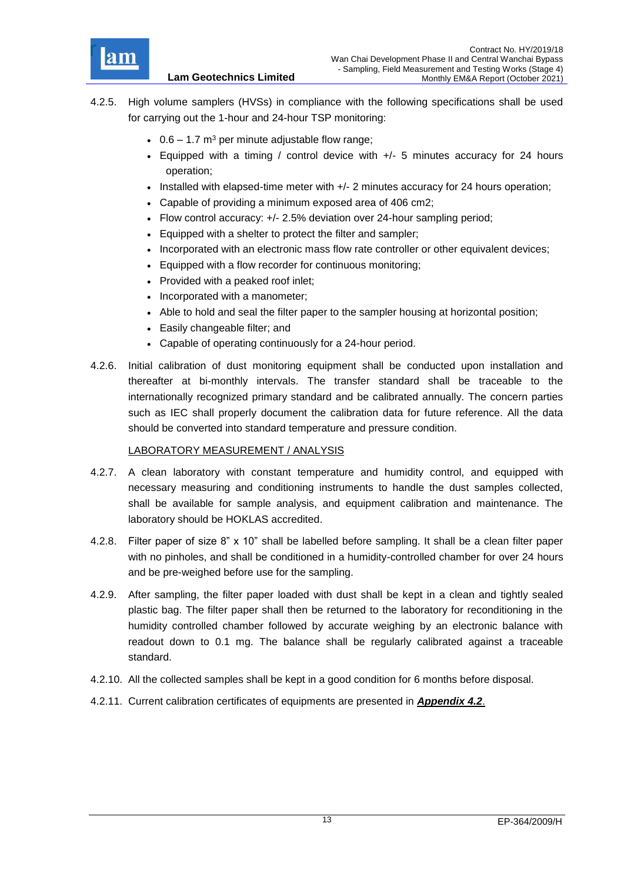4.2.5. High volume samplers (HVSs) in compliance with the following specifications shall be used for carrying out the 1-hour and 24-hour TSP monitoring:

- 0.6 – 1.7 $m^3$ per minute adjustable flow range;
- Equipped with a timing / control device with +/- 5 minutes accuracy for 24 hours operation;
- Installed with elapsed-time meter with +/- 2 minutes accuracy for 24 hours operation;
- Capable of providing a minimum exposed area of 406 cm2;
- Flow control accuracy: +/- 2.5% deviation over 24-hour sampling period;
- Equipped with a shelter to protect the filter and sampler;
- Incorporated with an electronic mass flow rate controller or other equivalent devices;
- Equipped with a flow recorder for continuous monitoring;
- Provided with a peaked roof inlet;
- Incorporated with a manometer;
- Able to hold and seal the filter paper to the sampler housing at horizontal position;
- Easily changeable filter; and
- Capable of operating continuously for a 24-hour period.

4.2.6. Initial calibration of dust monitoring equipment shall be conducted upon installation and thereafter at bi-monthly intervals. The transfer standard shall be traceable to the internationally recognized primary standard and be calibrated annually. The concern parties such as IEC shall properly document the calibration data for future reference. All the data should be converted into standard temperature and pressure condition.

LABORATORY MEASUREMENT / ANALYSIS

4.2.7. A clean laboratory with constant temperature and humidity control, and equipped with necessary measuring and conditioning instruments to handle the dust samples collected, shall be available for sample analysis, and equipment calibration and maintenance. The laboratory should be HOKLAS accredited.

4.2.8. Filter paper of size 8" x 10" shall be labelled before sampling. It shall be a clean filter paper with no pinholes, and shall be conditioned in a humidity-controlled chamber for over 24 hours and be pre-weighed before use for the sampling.

4.2.9. After sampling, the filter paper loaded with dust shall be kept in a clean and tightly sealed plastic bag. The filter paper shall then be returned to the laboratory for reconditioning in the humidity controlled chamber followed by accurate weighing by an electronic balance with readout down to 0.1 mg. The balance shall be regularly calibrated against a traceable standard.

4.2.10. All the collected samples shall be kept in a good condition for 6 months before disposal.

4.2.11. Current calibration certificates of equipments are presented in ***Appendix 4.2***.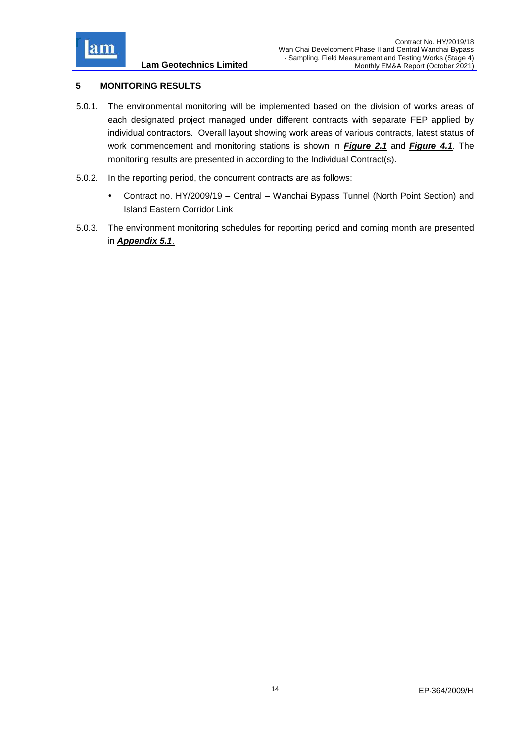# 5 MONITORING RESULTS

5.0.1. The environmental monitoring will be implemented based on the division of works areas of each designated project managed under different contracts with separate FEP applied by individual contractors. Overall layout showing work areas of various contracts, latest status of work commencement and monitoring stations is shown in ***Figure 2.1*** and ***Figure 4.1***. The monitoring results are presented in according to the Individual Contract(s).

5.0.2. In the reporting period, the concurrent contracts are as follows:

- Contract no. HY/2009/19 – Central – Wanchai Bypass Tunnel (North Point Section) and Island Eastern Corridor Link

5.0.3. The environment monitoring schedules for reporting period and coming month are presented in ***Appendix 5.1***.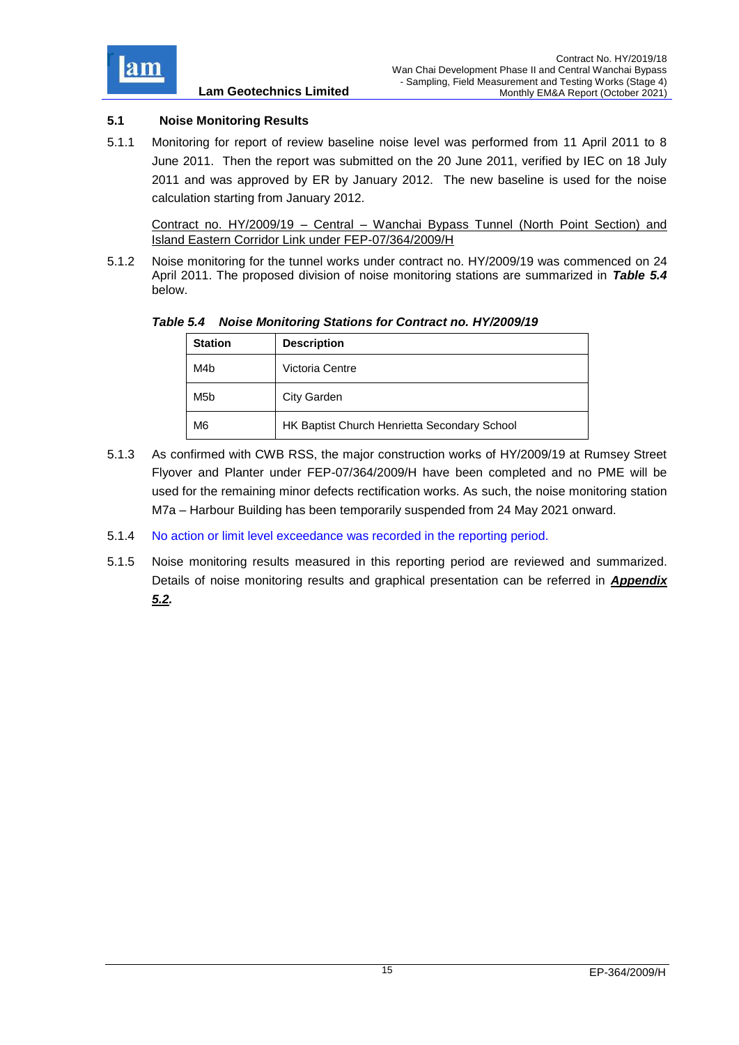## 5.1 Noise Monitoring Results

5.1.1 Monitoring for report of review baseline noise level was performed from 11 April 2011 to 8 June 2011. Then the report was submitted on the 20 June 2011, verified by IEC on 18 July 2011 and was approved by ER by January 2012. The new baseline is used for the noise calculation starting from January 2012.

Contract no. HY/2009/19 – Central – Wanchai Bypass Tunnel (North Point Section) and Island Eastern Corridor Link under FEP-07/364/2009/H

5.1.2 Noise monitoring for the tunnel works under contract no. HY/2009/19 was commenced on 24 April 2011. The proposed division of noise monitoring stations are summarized in ***Table 5.4*** below.

***Table 5.4 Noise Monitoring Stations for Contract no. HY/2009/19***

| Station | Description |
|---|---|
| M4b | Victoria Centre |
| M5b | City Garden |
| M6 | HK Baptist Church Henrietta Secondary School |

5.1.3 As confirmed with CWB RSS, the major construction works of HY/2009/19 at Rumsey Street Flyover and Planter under FEP-07/364/2009/H have been completed and no PME will be used for the remaining minor defects rectification works. As such, the noise monitoring station M7a – Harbour Building has been temporarily suspended from 24 May 2021 onward.

5.1.4 No action or limit level exceedance was recorded in the reporting period.

5.1.5 Noise monitoring results measured in this reporting period are reviewed and summarized. Details of noise monitoring results and graphical presentation can be referred in ***Appendix 5.2.***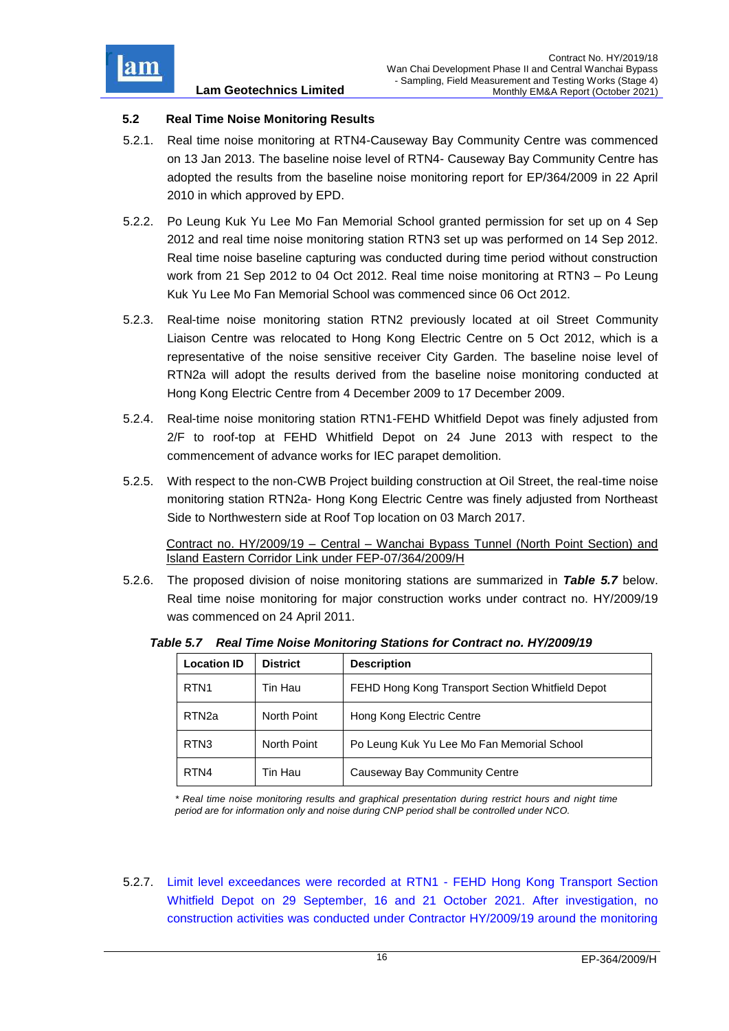### 5.2 Real Time Noise Monitoring Results

5.2.1. Real time noise monitoring at RTN4-Causeway Bay Community Centre was commenced on 13 Jan 2013. The baseline noise level of RTN4- Causeway Bay Community Centre has adopted the results from the baseline noise monitoring report for EP/364/2009 in 22 April 2010 in which approved by EPD.

5.2.2. Po Leung Kuk Yu Lee Mo Fan Memorial School granted permission for set up on 4 Sep 2012 and real time noise monitoring station RTN3 set up was performed on 14 Sep 2012. Real time noise baseline capturing was conducted during time period without construction work from 21 Sep 2012 to 04 Oct 2012. Real time noise monitoring at RTN3 – Po Leung Kuk Yu Lee Mo Fan Memorial School was commenced since 06 Oct 2012.

5.2.3. Real-time noise monitoring station RTN2 previously located at oil Street Community Liaison Centre was relocated to Hong Kong Electric Centre on 5 Oct 2012, which is a representative of the noise sensitive receiver City Garden. The baseline noise level of RTN2a will adopt the results derived from the baseline noise monitoring conducted at Hong Kong Electric Centre from 4 December 2009 to 17 December 2009.

5.2.4. Real-time noise monitoring station RTN1-FEHD Whitfield Depot was finely adjusted from 2/F to roof-top at FEHD Whitfield Depot on 24 June 2013 with respect to the commencement of advance works for IEC parapet demolition.

5.2.5. With respect to the non-CWB Project building construction at Oil Street, the real-time noise monitoring station RTN2a- Hong Kong Electric Centre was finely adjusted from Northeast Side to Northwestern side at Roof Top location on 03 March 2017.

Contract no. HY/2009/19 – Central – Wanchai Bypass Tunnel (North Point Section) and Island Eastern Corridor Link under FEP-07/364/2009/H

5.2.6. The proposed division of noise monitoring stations are summarized in ***Table 5.7*** below. Real time noise monitoring for major construction works under contract no. HY/2009/19 was commenced on 24 April 2011.

***Table 5.7 Real Time Noise Monitoring Stations for Contract no. HY/2009/19***

| Location ID | District | Description |
|---|---|---|
| RTN1 | Tin Hau | FEHD Hong Kong Transport Section Whitfield Depot |
| RTN2a | North Point | Hong Kong Electric Centre |
| RTN3 | North Point | Po Leung Kuk Yu Lee Mo Fan Memorial School |
| RTN4 | Tin Hau | Causeway Bay Community Centre |

*\* Real time noise monitoring results and graphical presentation during restrict hours and night time period are for information only and noise during CNP period shall be controlled under NCO.*

5.2.7. Limit level exceedances were recorded at RTN1 - FEHD Hong Kong Transport Section Whitfield Depot on 29 September, 16 and 21 October 2021. After investigation, no construction activities was conducted under Contractor HY/2009/19 around the monitoring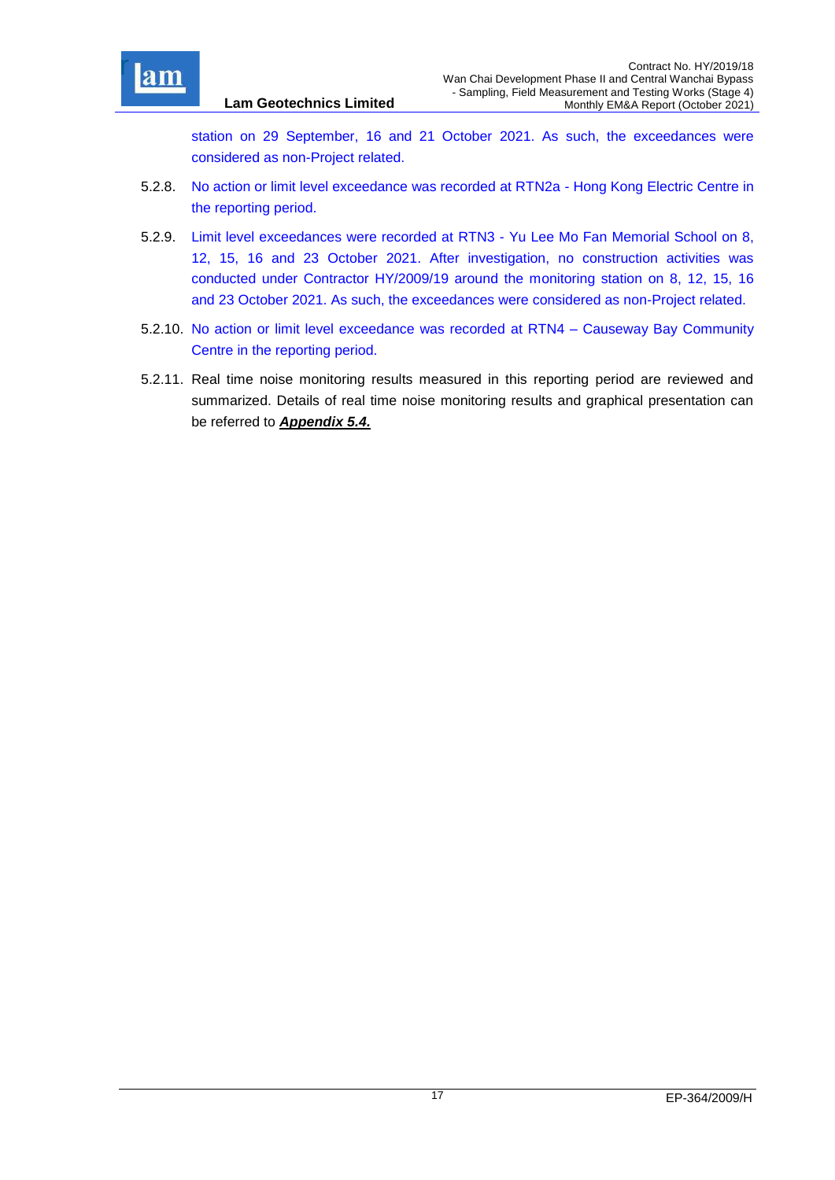station on 29 September, 16 and 21 October 2021. As such, the exceedances were considered as non-Project related.

5.2.8. No action or limit level exceedance was recorded at RTN2a - Hong Kong Electric Centre in the reporting period.

5.2.9. Limit level exceedances were recorded at RTN3 - Yu Lee Mo Fan Memorial School on 8, 12, 15, 16 and 23 October 2021. After investigation, no construction activities was conducted under Contractor HY/2009/19 around the monitoring station on 8, 12, 15, 16 and 23 October 2021. As such, the exceedances were considered as non-Project related.

5.2.10. No action or limit level exceedance was recorded at RTN4 – Causeway Bay Community Centre in the reporting period.

5.2.11. Real time noise monitoring results measured in this reporting period are reviewed and summarized. Details of real time noise monitoring results and graphical presentation can be referred to ***Appendix 5.4.***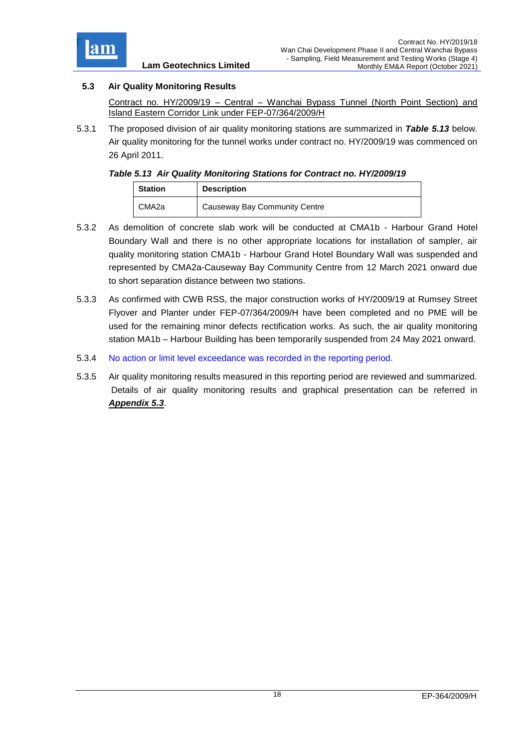### 5.3 Air Quality Monitoring Results

Contract no. HY/2009/19 – Central – Wanchai Bypass Tunnel (North Point Section) and Island Eastern Corridor Link under FEP-07/364/2009/H

5.3.1 The proposed division of air quality monitoring stations are summarized in ***Table 5.13*** below. Air quality monitoring for the tunnel works under contract no. HY/2009/19 was commenced on 26 April 2011.

***Table 5.13 Air Quality Monitoring Stations for Contract no. HY/2009/19***

| Station | Description |
|---|---|
| CMA2a | Causeway Bay Community Centre |

5.3.2 As demolition of concrete slab work will be conducted at CMA1b - Harbour Grand Hotel Boundary Wall and there is no other appropriate locations for installation of sampler, air quality monitoring station CMA1b - Harbour Grand Hotel Boundary Wall was suspended and represented by CMA2a-Causeway Bay Community Centre from 12 March 2021 onward due to short separation distance between two stations.

5.3.3 As confirmed with CWB RSS, the major construction works of HY/2009/19 at Rumsey Street Flyover and Planter under FEP-07/364/2009/H have been completed and no PME will be used for the remaining minor defects rectification works. As such, the air quality monitoring station MA1b – Harbour Building has been temporarily suspended from 24 May 2021 onward.

5.3.4 No action or limit level exceedance was recorded in the reporting period.

5.3.5 Air quality monitoring results measured in this reporting period are reviewed and summarized. Details of air quality monitoring results and graphical presentation can be referred in ***Appendix 5.3***.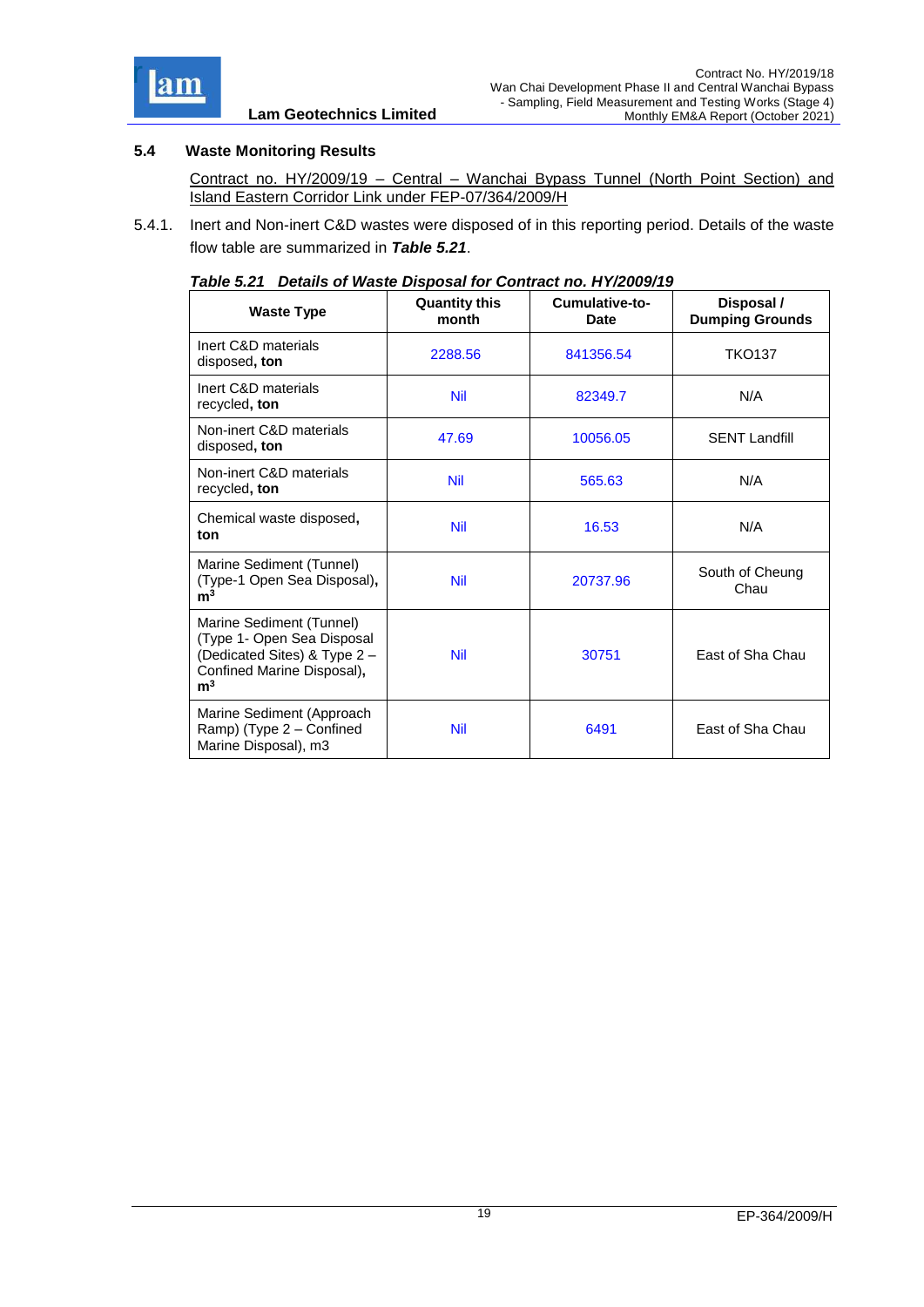### 5.4 Waste Monitoring Results

Contract no. HY/2009/19 – Central – Wanchai Bypass Tunnel (North Point Section) and Island Eastern Corridor Link under FEP-07/364/2009/H

5.4.1. Inert and Non-inert C&D wastes were disposed of in this reporting period. Details of the waste flow table are summarized in ***Table 5.21***.

***Table 5.21 Details of Waste Disposal for Contract no. HY/2009/19***

| Waste Type | Quantity this month | Cumulative-to-Date | Disposal / Dumping Grounds |
|---|---|---|---|
| Inert C&D materials disposed, **ton** | 2288.56 | 841356.54 | TKO137 |
| Inert C&D materials recycled, **ton** | Nil | 82349.7 | N/A |
| Non-inert C&D materials disposed, **ton** | 47.69 | 10056.05 | SENT Landfill |
| Non-inert C&D materials recycled, **ton** | Nil | 565.63 | N/A |
| Chemical waste disposed, **ton** | Nil | 16.53 | N/A |
| Marine Sediment (Tunnel) (Type-1 Open Sea Disposal), **$m^3$** | Nil | 20737.96 | South of Cheung Chau |
| Marine Sediment (Tunnel) (Type 1- Open Sea Disposal (Dedicated Sites) & Type 2 – Confined Marine Disposal), **$m^3$** | Nil | 30751 | East of Sha Chau |
| Marine Sediment (Approach Ramp) (Type 2 – Confined Marine Disposal), m3 | Nil | 6491 | East of Sha Chau |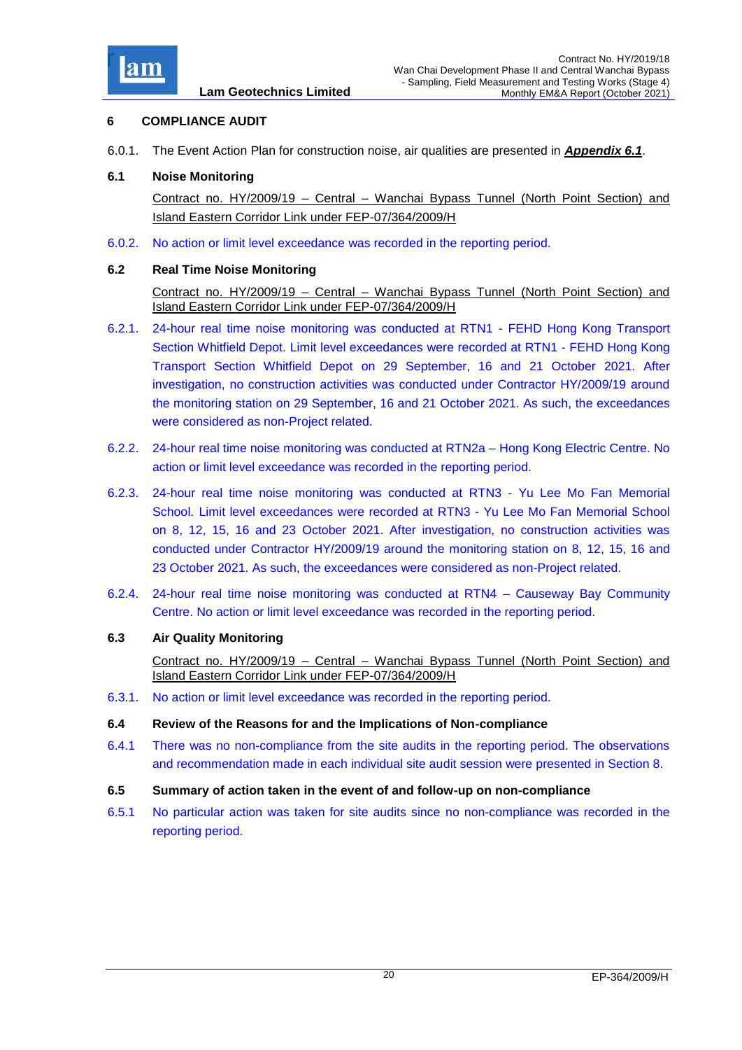## 6 COMPLIANCE AUDIT

6.0.1. The Event Action Plan for construction noise, air qualities are presented in ***Appendix 6.1***.

### 6.1 Noise Monitoring

Contract no. HY/2009/19 – Central – Wanchai Bypass Tunnel (North Point Section) and Island Eastern Corridor Link under FEP-07/364/2009/H

6.0.2. No action or limit level exceedance was recorded in the reporting period.

### 6.2 Real Time Noise Monitoring

Contract no. HY/2009/19 – Central – Wanchai Bypass Tunnel (North Point Section) and Island Eastern Corridor Link under FEP-07/364/2009/H

6.2.1. 24-hour real time noise monitoring was conducted at RTN1 - FEHD Hong Kong Transport Section Whitfield Depot. Limit level exceedances were recorded at RTN1 - FEHD Hong Kong Transport Section Whitfield Depot on 29 September, 16 and 21 October 2021. After investigation, no construction activities was conducted under Contractor HY/2009/19 around the monitoring station on 29 September, 16 and 21 October 2021. As such, the exceedances were considered as non-Project related.

6.2.2. 24-hour real time noise monitoring was conducted at RTN2a – Hong Kong Electric Centre. No action or limit level exceedance was recorded in the reporting period.

6.2.3. 24-hour real time noise monitoring was conducted at RTN3 - Yu Lee Mo Fan Memorial School. Limit level exceedances were recorded at RTN3 - Yu Lee Mo Fan Memorial School on 8, 12, 15, 16 and 23 October 2021. After investigation, no construction activities was conducted under Contractor HY/2009/19 around the monitoring station on 8, 12, 15, 16 and 23 October 2021. As such, the exceedances were considered as non-Project related.

6.2.4. 24-hour real time noise monitoring was conducted at RTN4 – Causeway Bay Community Centre. No action or limit level exceedance was recorded in the reporting period.

### 6.3 Air Quality Monitoring

Contract no. HY/2009/19 – Central – Wanchai Bypass Tunnel (North Point Section) and Island Eastern Corridor Link under FEP-07/364/2009/H

6.3.1. No action or limit level exceedance was recorded in the reporting period.

### 6.4 Review of the Reasons for and the Implications of Non-compliance

6.4.1 There was no non-compliance from the site audits in the reporting period. The observations and recommendation made in each individual site audit session were presented in Section 8.

### 6.5 Summary of action taken in the event of and follow-up on non-compliance

6.5.1 No particular action was taken for site audits since no non-compliance was recorded in the reporting period.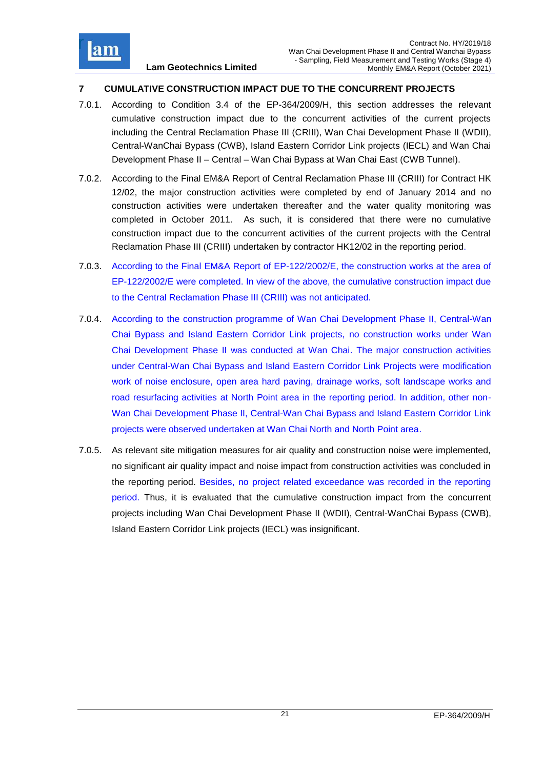## 7 CUMULATIVE CONSTRUCTION IMPACT DUE TO THE CONCURRENT PROJECTS

7.0.1. According to Condition 3.4 of the EP-364/2009/H, this section addresses the relevant cumulative construction impact due to the concurrent activities of the current projects including the Central Reclamation Phase III (CRIII), Wan Chai Development Phase II (WDII), Central-WanChai Bypass (CWB), Island Eastern Corridor Link projects (IECL) and Wan Chai Development Phase II – Central – Wan Chai Bypass at Wan Chai East (CWB Tunnel).

7.0.2. According to the Final EM&A Report of Central Reclamation Phase III (CRIII) for Contract HK 12/02, the major construction activities were completed by end of January 2014 and no construction activities were undertaken thereafter and the water quality monitoring was completed in October 2011. As such, it is considered that there were no cumulative construction impact due to the concurrent activities of the current projects with the Central Reclamation Phase III (CRIII) undertaken by contractor HK12/02 in the reporting period.

7.0.3. According to the Final EM&A Report of EP-122/2002/E, the construction works at the area of EP-122/2002/E were completed. In view of the above, the cumulative construction impact due to the Central Reclamation Phase III (CRIII) was not anticipated.

7.0.4. According to the construction programme of Wan Chai Development Phase II, Central-Wan Chai Bypass and Island Eastern Corridor Link projects, no construction works under Wan Chai Development Phase II was conducted at Wan Chai. The major construction activities under Central-Wan Chai Bypass and Island Eastern Corridor Link Projects were modification work of noise enclosure, open area hard paving, drainage works, soft landscape works and road resurfacing activities at North Point area in the reporting period. In addition, other non-Wan Chai Development Phase II, Central-Wan Chai Bypass and Island Eastern Corridor Link projects were observed undertaken at Wan Chai North and North Point area.

7.0.5. As relevant site mitigation measures for air quality and construction noise were implemented, no significant air quality impact and noise impact from construction activities was concluded in the reporting period. Besides, no project related exceedance was recorded in the reporting period. Thus, it is evaluated that the cumulative construction impact from the concurrent projects including Wan Chai Development Phase II (WDII), Central-WanChai Bypass (CWB), Island Eastern Corridor Link projects (IECL) was insignificant.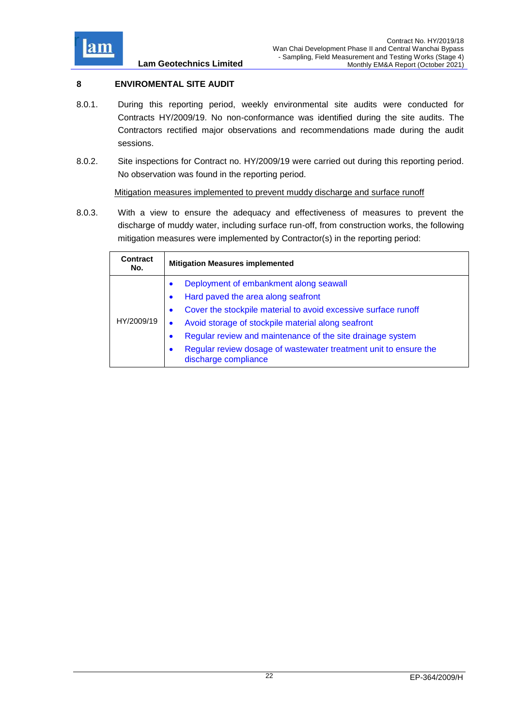# 8 ENVIROMENTAL SITE AUDIT

8.0.1. During this reporting period, weekly environmental site audits were conducted for Contracts HY/2009/19. No non-conformance was identified during the site audits. The Contractors rectified major observations and recommendations made during the audit sessions.

8.0.2. Site inspections for Contract no. HY/2009/19 were carried out during this reporting period. No observation was found in the reporting period.

<u>Mitigation measures implemented to prevent muddy discharge and surface runoff</u>

8.0.3. With a view to ensure the adequacy and effectiveness of measures to prevent the discharge of muddy water, including surface run-off, from construction works, the following mitigation measures were implemented by Contractor(s) in the reporting period:

| Contract No. | Mitigation Measures implemented |
|---|---|
| HY/2009/19 | • Deployment of embankment along seawall<br>• Hard paved the area along seafront<br>• Cover the stockpile material to avoid excessive surface runoff<br>• Avoid storage of stockpile material along seafront<br>• Regular review and maintenance of the site drainage system<br>• Regular review dosage of wastewater treatment unit to ensure the discharge compliance |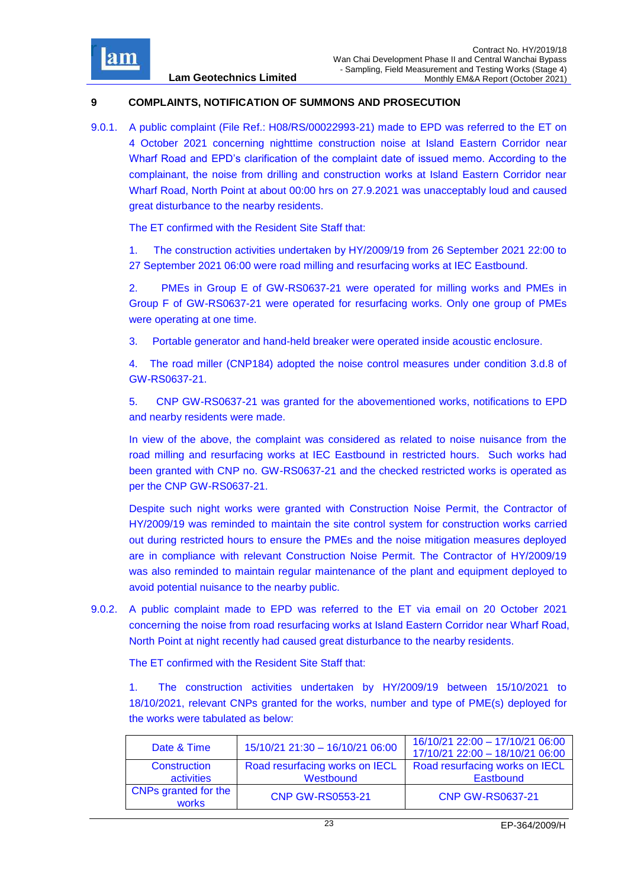## 9 COMPLAINTS, NOTIFICATION OF SUMMONS AND PROSECUTION

9.0.1. A public complaint (File Ref.: H08/RS/00022993-21) made to EPD was referred to the ET on 4 October 2021 concerning nighttime construction noise at Island Eastern Corridor near Wharf Road and EPD's clarification of the complaint date of issued memo. According to the complainant, the noise from drilling and construction works at Island Eastern Corridor near Wharf Road, North Point at about 00:00 hrs on 27.9.2021 was unacceptably loud and caused great disturbance to the nearby residents.

The ET confirmed with the Resident Site Staff that:

1. The construction activities undertaken by HY/2009/19 from 26 September 2021 22:00 to 27 September 2021 06:00 were road milling and resurfacing works at IEC Eastbound.

2. PMEs in Group E of GW-RS0637-21 were operated for milling works and PMEs in Group F of GW-RS0637-21 were operated for resurfacing works. Only one group of PMEs were operating at one time.

3. Portable generator and hand-held breaker were operated inside acoustic enclosure.

4. The road miller (CNP184) adopted the noise control measures under condition 3.d.8 of GW-RS0637-21.

5. CNP GW-RS0637-21 was granted for the abovementioned works, notifications to EPD and nearby residents were made.

In view of the above, the complaint was considered as related to noise nuisance from the road milling and resurfacing works at IEC Eastbound in restricted hours. Such works had been granted with CNP no. GW-RS0637-21 and the checked restricted works is operated as per the CNP GW-RS0637-21.

Despite such night works were granted with Construction Noise Permit, the Contractor of HY/2009/19 was reminded to maintain the site control system for construction works carried out during restricted hours to ensure the PMEs and the noise mitigation measures deployed are in compliance with relevant Construction Noise Permit. The Contractor of HY/2009/19 was also reminded to maintain regular maintenance of the plant and equipment deployed to avoid potential nuisance to the nearby public.

9.0.2. A public complaint made to EPD was referred to the ET via email on 20 October 2021 concerning the noise from road resurfacing works at Island Eastern Corridor near Wharf Road, North Point at night recently had caused great disturbance to the nearby residents.

The ET confirmed with the Resident Site Staff that:

1. The construction activities undertaken by HY/2009/19 between 15/10/2021 to 18/10/2021, relevant CNPs granted for the works, number and type of PME(s) deployed for the works were tabulated as below:

| Date & Time | 15/10/21 21:30 – 16/10/21 06:00 | 16/10/21 22:00 – 17/10/21 06:00<br>17/10/21 22:00 – 18/10/21 06:00 |
|---|---|---|
| Construction activities | Road resurfacing works on IECL Westbound | Road resurfacing works on IECL Eastbound |
| CNPs granted for the works | CNP GW-RS0553-21 | CNP GW-RS0637-21 |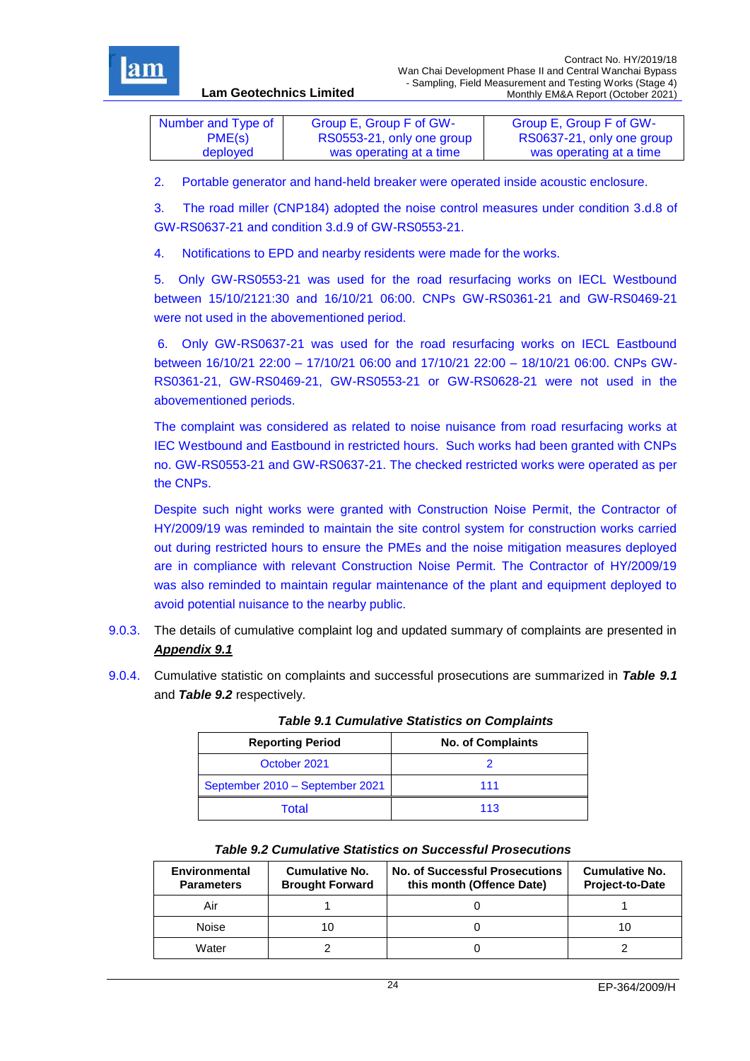| Number and Type of PME(s) deployed | Group E, Group F of GW-RS0553-21, only one group was operating at a time | Group E, Group F of GW-RS0637-21, only one group was operating at a time |
|---|---|---|

2. Portable generator and hand-held breaker were operated inside acoustic enclosure.

3. The road miller (CNP184) adopted the noise control measures under condition 3.d.8 of GW-RS0637-21 and condition 3.d.9 of GW-RS0553-21.

4. Notifications to EPD and nearby residents were made for the works.

5. Only GW-RS0553-21 was used for the road resurfacing works on IECL Westbound between 15/10/2121:30 and 16/10/21 06:00. CNPs GW-RS0361-21 and GW-RS0469-21 were not used in the abovementioned period.

6. Only GW-RS0637-21 was used for the road resurfacing works on IECL Eastbound between 16/10/21 22:00 – 17/10/21 06:00 and 17/10/21 22:00 – 18/10/21 06:00. CNPs GW-RS0361-21, GW-RS0469-21, GW-RS0553-21 or GW-RS0628-21 were not used in the abovementioned periods.

The complaint was considered as related to noise nuisance from road resurfacing works at IEC Westbound and Eastbound in restricted hours. Such works had been granted with CNPs no. GW-RS0553-21 and GW-RS0637-21. The checked restricted works were operated as per the CNPs.

Despite such night works were granted with Construction Noise Permit, the Contractor of HY/2009/19 was reminded to maintain the site control system for construction works carried out during restricted hours to ensure the PMEs and the noise mitigation measures deployed are in compliance with relevant Construction Noise Permit. The Contractor of HY/2009/19 was also reminded to maintain regular maintenance of the plant and equipment deployed to avoid potential nuisance to the nearby public.

9.0.3. The details of cumulative complaint log and updated summary of complaints are presented in ***Appendix 9.1***

9.0.4. Cumulative statistic on complaints and successful prosecutions are summarized in ***Table 9.1*** and ***Table 9.2*** respectively.

***Table 9.1 Cumulative Statistics on Complaints***

| Reporting Period | No. of Complaints |
|---|---|
| October 2021 | 2 |
| September 2010 – September 2021 | 111 |
| Total | 113 |

***Table 9.2 Cumulative Statistics on Successful Prosecutions***

| Environmental Parameters | Cumulative No. Brought Forward | No. of Successful Prosecutions this month (Offence Date) | Cumulative No. Project-to-Date |
|---|---|---|---|
| Air | 1 | 0 | 1 |
| Noise | 10 | 0 | 10 |
| Water | 2 | 0 | 2 |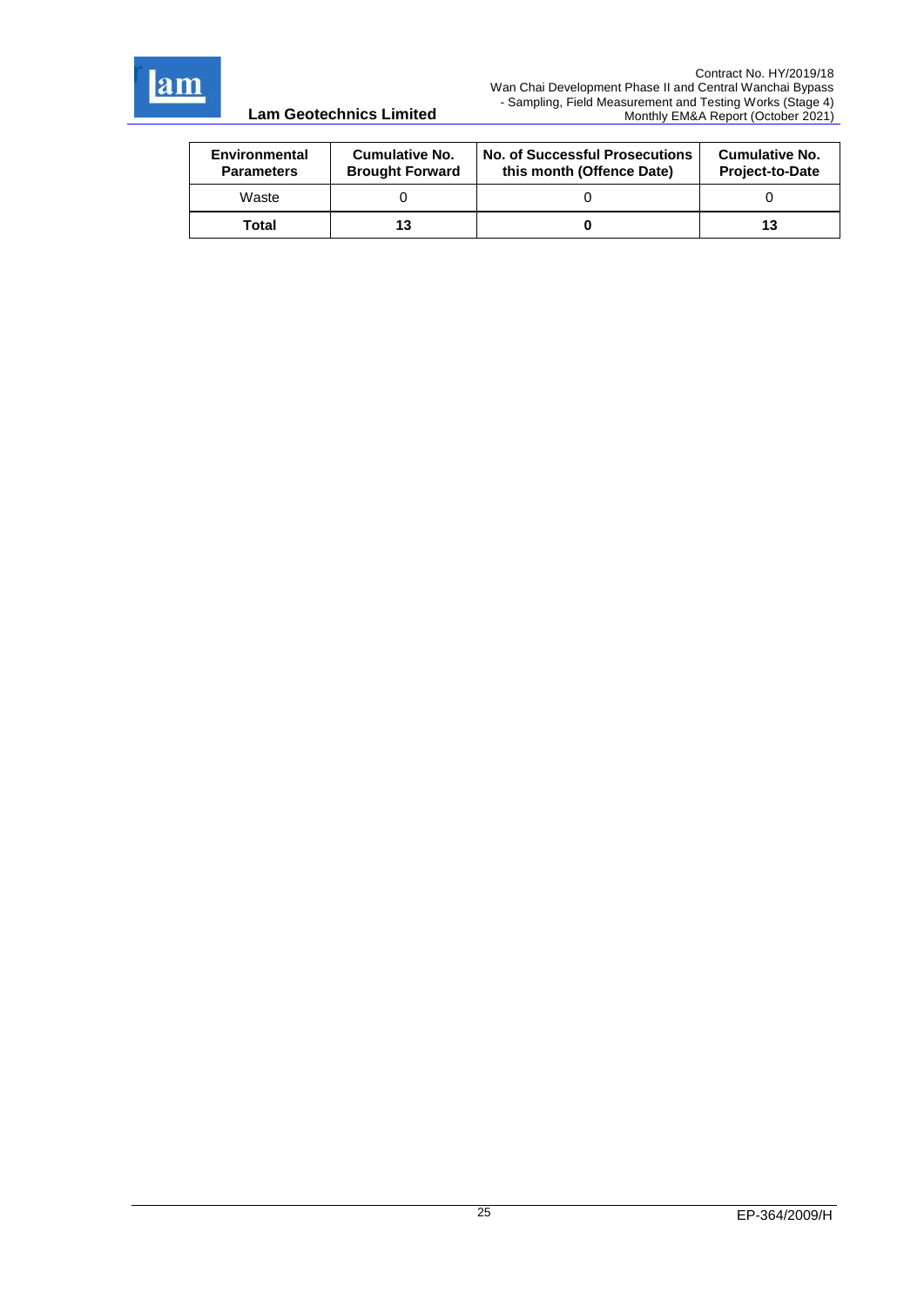| Environmental Parameters | Cumulative No. Brought Forward | No. of Successful Prosecutions this month (Offence Date) | Cumulative No. Project-to-Date |
|---|---|---|---|
| Waste | 0 | 0 | 0 |
| **Total** | **13** | **0** | **13** |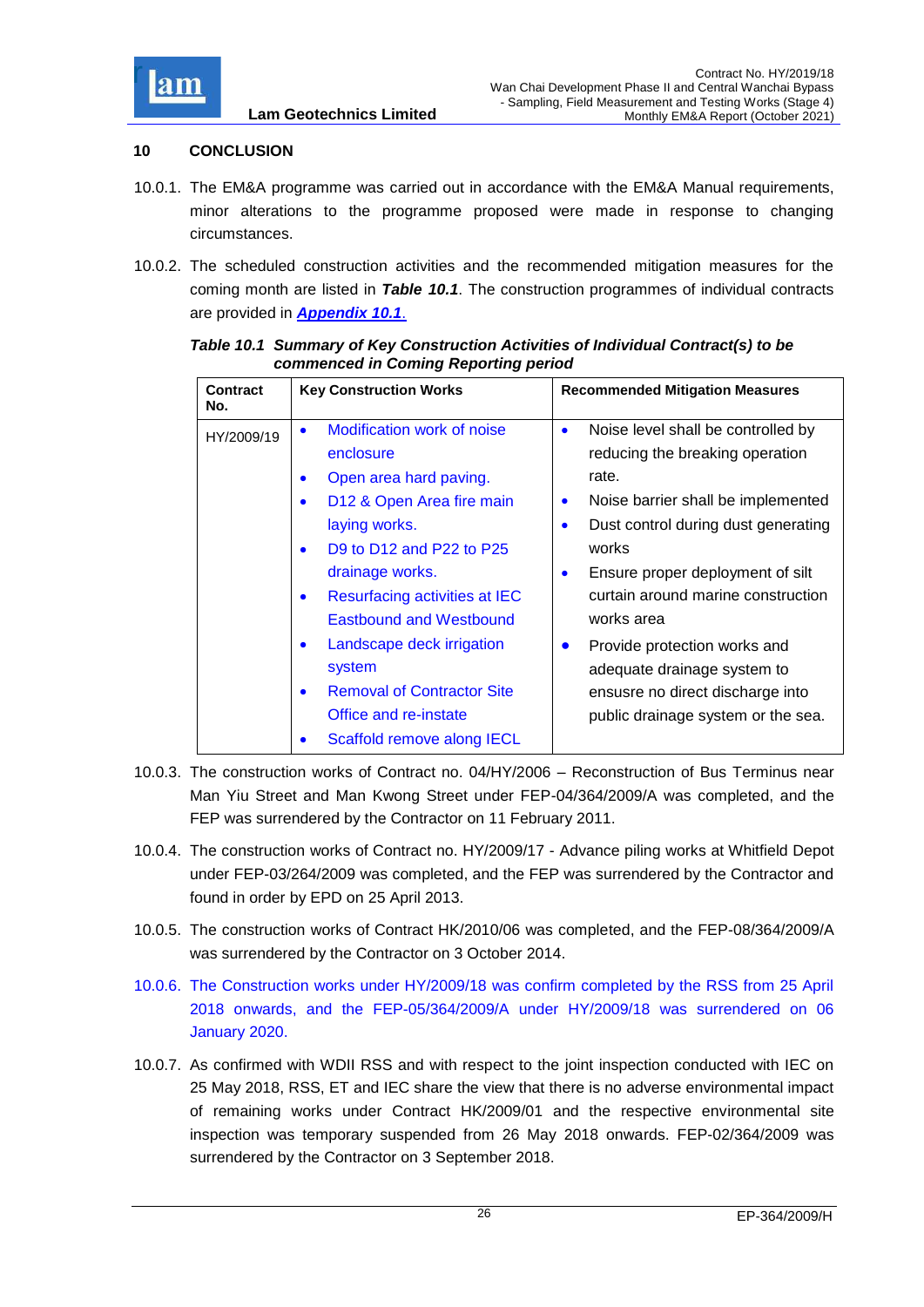## 10 CONCLUSION

10.0.1. The EM&A programme was carried out in accordance with the EM&A Manual requirements, minor alterations to the programme proposed were made in response to changing circumstances.

10.0.2. The scheduled construction activities and the recommended mitigation measures for the coming month are listed in ***Table 10.1***. The construction programmes of individual contracts are provided in ***Appendix 10.1***.

***Table 10.1 Summary of Key Construction Activities of Individual Contract(s) to be commenced in Coming Reporting period***

| Contract No. | Key Construction Works | Recommended Mitigation Measures |
|---|---|---|
| HY/2009/19 | • Modification work of noise enclosure<br>• Open area hard paving.<br>• D12 & Open Area fire main laying works.<br>• D9 to D12 and P22 to P25 drainage works.<br>• Resurfacing activities at IEC Eastbound and Westbound<br>• Landscape deck irrigation system<br>• Removal of Contractor Site Office and re-instate<br>• Scaffold remove along IECL | • Noise level shall be controlled by reducing the breaking operation rate.<br>• Noise barrier shall be implemented<br>• Dust control during dust generating works<br>• Ensure proper deployment of silt curtain around marine construction works area<br>• Provide protection works and adequate drainage system to ensusre no direct discharge into public drainage system or the sea. |

10.0.3. The construction works of Contract no. 04/HY/2006 – Reconstruction of Bus Terminus near Man Yiu Street and Man Kwong Street under FEP-04/364/2009/A was completed, and the FEP was surrendered by the Contractor on 11 February 2011.

10.0.4. The construction works of Contract no. HY/2009/17 - Advance piling works at Whitfield Depot under FEP-03/264/2009 was completed, and the FEP was surrendered by the Contractor and found in order by EPD on 25 April 2013.

10.0.5. The construction works of Contract HK/2010/06 was completed, and the FEP-08/364/2009/A was surrendered by the Contractor on 3 October 2014.

10.0.6. The Construction works under HY/2009/18 was confirm completed by the RSS from 25 April 2018 onwards, and the FEP-05/364/2009/A under HY/2009/18 was surrendered on 06 January 2020.

10.0.7. As confirmed with WDII RSS and with respect to the joint inspection conducted with IEC on 25 May 2018, RSS, ET and IEC share the view that there is no adverse environmental impact of remaining works under Contract HK/2009/01 and the respective environmental site inspection was temporary suspended from 26 May 2018 onwards. FEP-02/364/2009 was surrendered by the Contractor on 3 September 2018.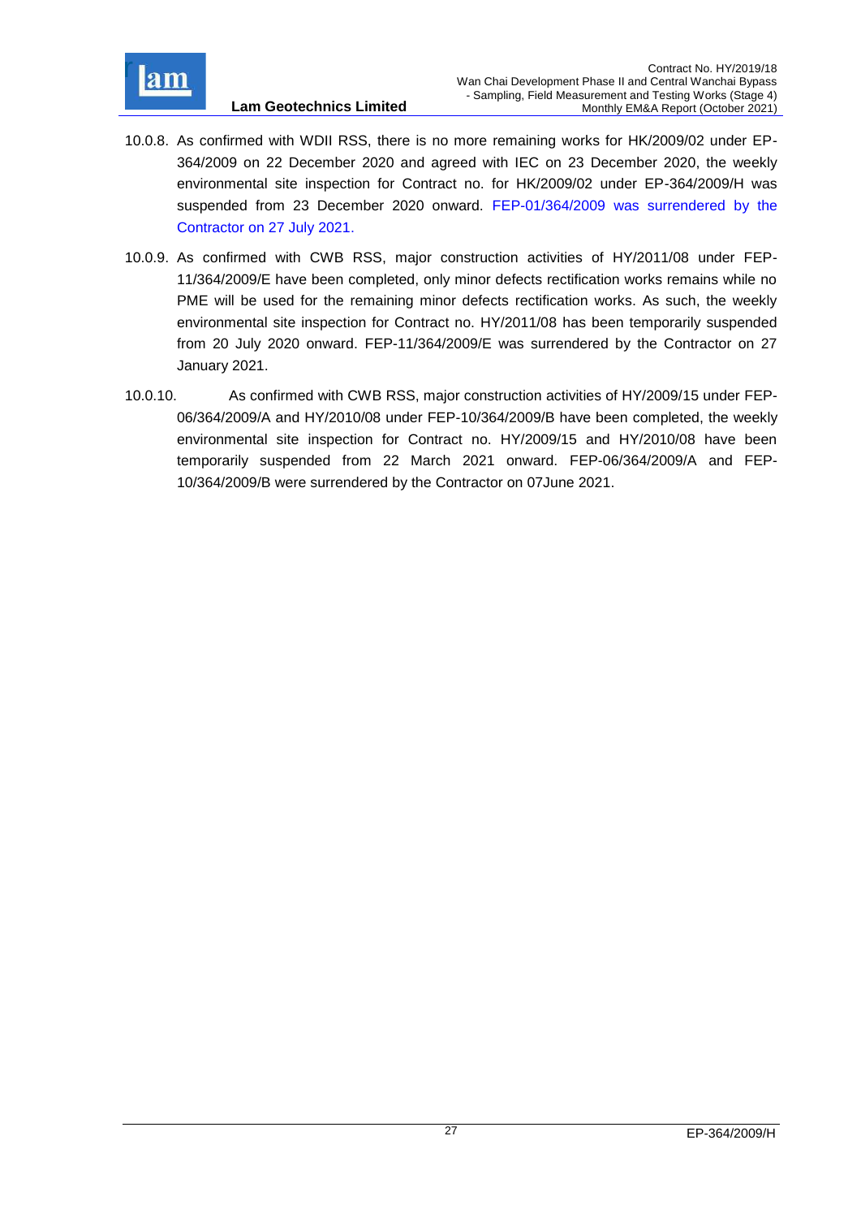10.0.8. As confirmed with WDII RSS, there is no more remaining works for HK/2009/02 under EP-364/2009 on 22 December 2020 and agreed with IEC on 23 December 2020, the weekly environmental site inspection for Contract no. for HK/2009/02 under EP-364/2009/H was suspended from 23 December 2020 onward. FEP-01/364/2009 was surrendered by the Contractor on 27 July 2021.

10.0.9. As confirmed with CWB RSS, major construction activities of HY/2011/08 under FEP-11/364/2009/E have been completed, only minor defects rectification works remains while no PME will be used for the remaining minor defects rectification works. As such, the weekly environmental site inspection for Contract no. HY/2011/08 has been temporarily suspended from 20 July 2020 onward. FEP-11/364/2009/E was surrendered by the Contractor on 27 January 2021.

10.0.10. As confirmed with CWB RSS, major construction activities of HY/2009/15 under FEP-06/364/2009/A and HY/2010/08 under FEP-10/364/2009/B have been completed, the weekly environmental site inspection for Contract no. HY/2009/15 and HY/2010/08 have been temporarily suspended from 22 March 2021 onward. FEP-06/364/2009/A and FEP-10/364/2009/B were surrendered by the Contractor on 07June 2021.